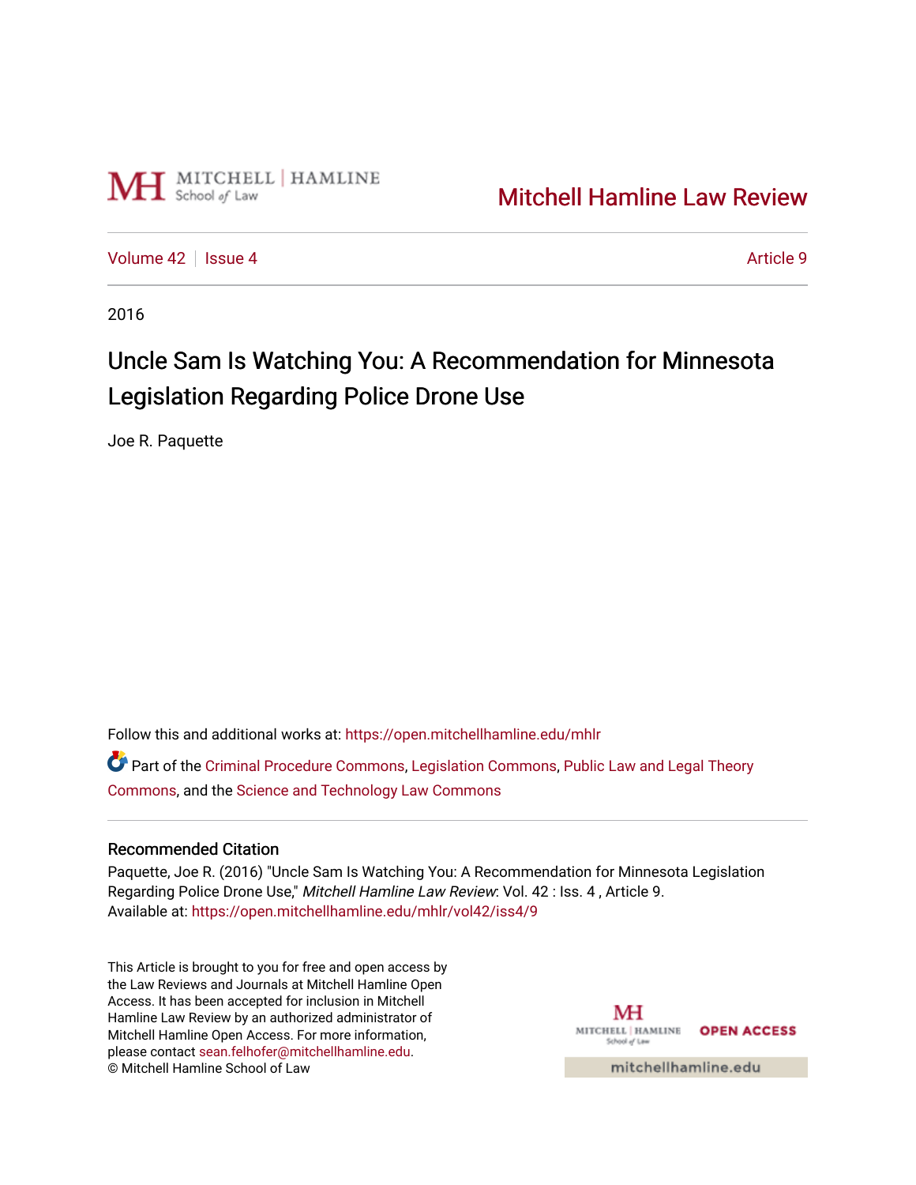Mitchell Hamline Law Review

Volume 42 | Issue 4 | Article 9

2016

# Uncle Sam Is Watching You: A Recommendation for Minnesota Legislation Regarding Police Drone Use

Joe R. Paquette

Follow this and additional works at: https://open.mitchellhamline.edu/mhlr

Part of the Criminal Procedure Commons, Legislation Commons, Public Law and Legal Theory Commons, and the Science and Technology Law Commons

## Recommended Citation

Paquette, Joe R. (2016) "Uncle Sam Is Watching You: A Recommendation for Minnesota Legislation Regarding Police Drone Use," *Mitchell Hamline Law Review*: Vol. 42 : Iss. 4 , Article 9.
Available at: https://open.mitchellhamline.edu/mhlr/vol42/iss4/9

This Article is brought to you for free and open access by the Law Reviews and Journals at Mitchell Hamline Open Access. It has been accepted for inclusion in Mitchell Hamline Law Review by an authorized administrator of Mitchell Hamline Open Access. For more information, please contact sean.felhofer@mitchellhamline.edu.
© Mitchell Hamline School of Law

OPEN ACCESS

mitchellhamline.edu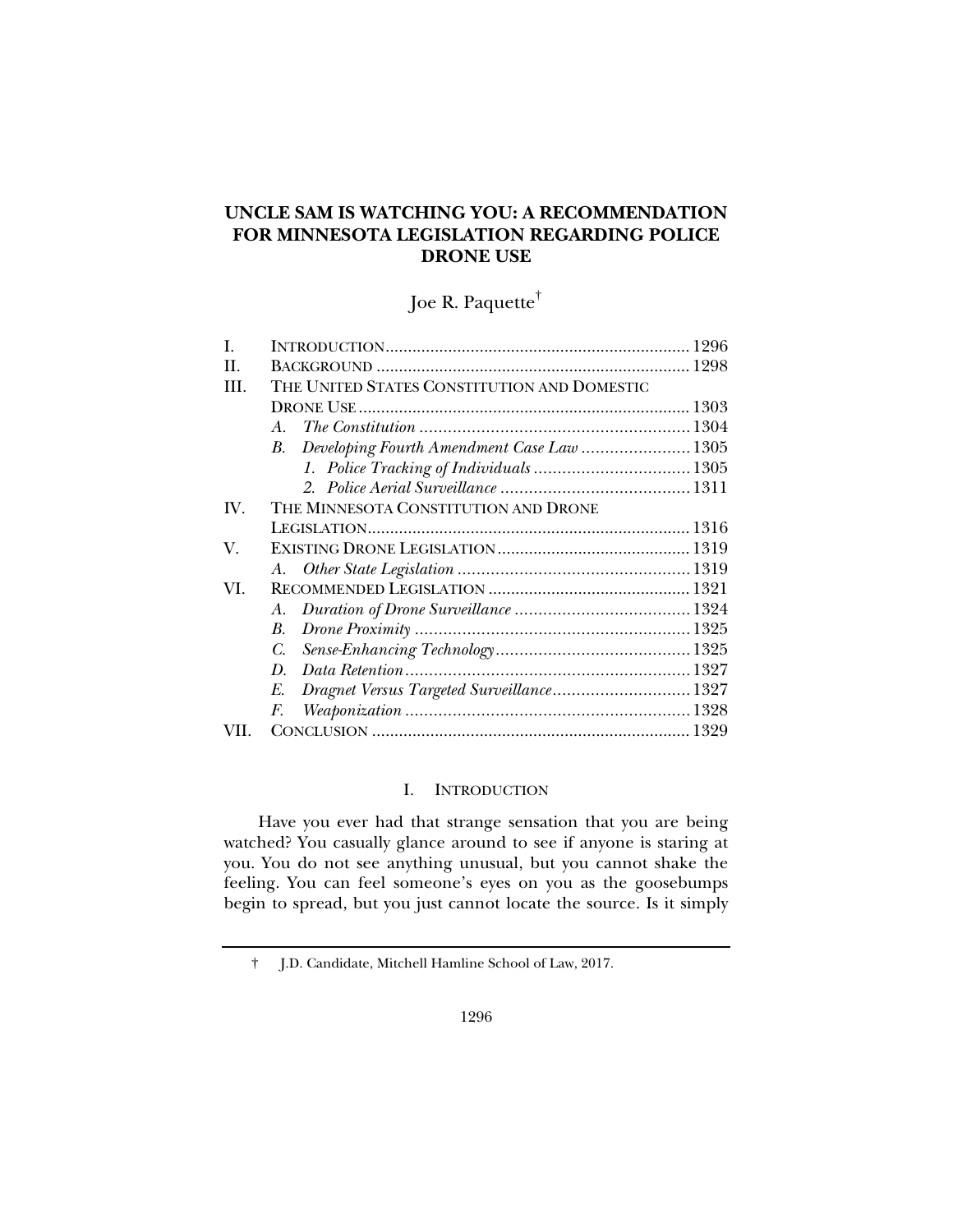# UNCLE SAM IS WATCHING YOU: A RECOMMENDATION FOR MINNESOTA LEGISLATION REGARDING POLICE DRONE USE

Joe R. Paquette[†]

| | | |
|---|---|---|
| I. | INTRODUCTION | 1296 |
| II. | BACKGROUND | 1298 |
| III. | THE UNITED STATES CONSTITUTION AND DOMESTIC DRONE USE | 1303 |
| | *A. The Constitution* | 1304 |
| | *B. Developing Fourth Amendment Case Law* | 1305 |
| | *1. Police Tracking of Individuals* | 1305 |
| | *2. Police Aerial Surveillance* | 1311 |
| IV. | THE MINNESOTA CONSTITUTION AND DRONE LEGISLATION | 1316 |
| V. | EXISTING DRONE LEGISLATION | 1319 |
| | *A. Other State Legislation* | 1319 |
| VI. | RECOMMENDED LEGISLATION | 1321 |
| | *A. Duration of Drone Surveillance* | 1324 |
| | *B. Drone Proximity* | 1325 |
| | *C. Sense-Enhancing Technology* | 1325 |
| | *D. Data Retention* | 1327 |
| | *E. Dragnet Versus Targeted Surveillance* | 1327 |
| | *F. Weaponization* | 1328 |
| VII. | CONCLUSION | 1329 |

## I. INTRODUCTION

Have you ever had that strange sensation that you are being watched? You casually glance around to see if anyone is staring at you. You do not see anything unusual, but you cannot shake the feeling. You can feel someone's eyes on you as the goosebumps begin to spread, but you just cannot locate the source. Is it simply

† J.D. Candidate, Mitchell Hamline School of Law, 2017.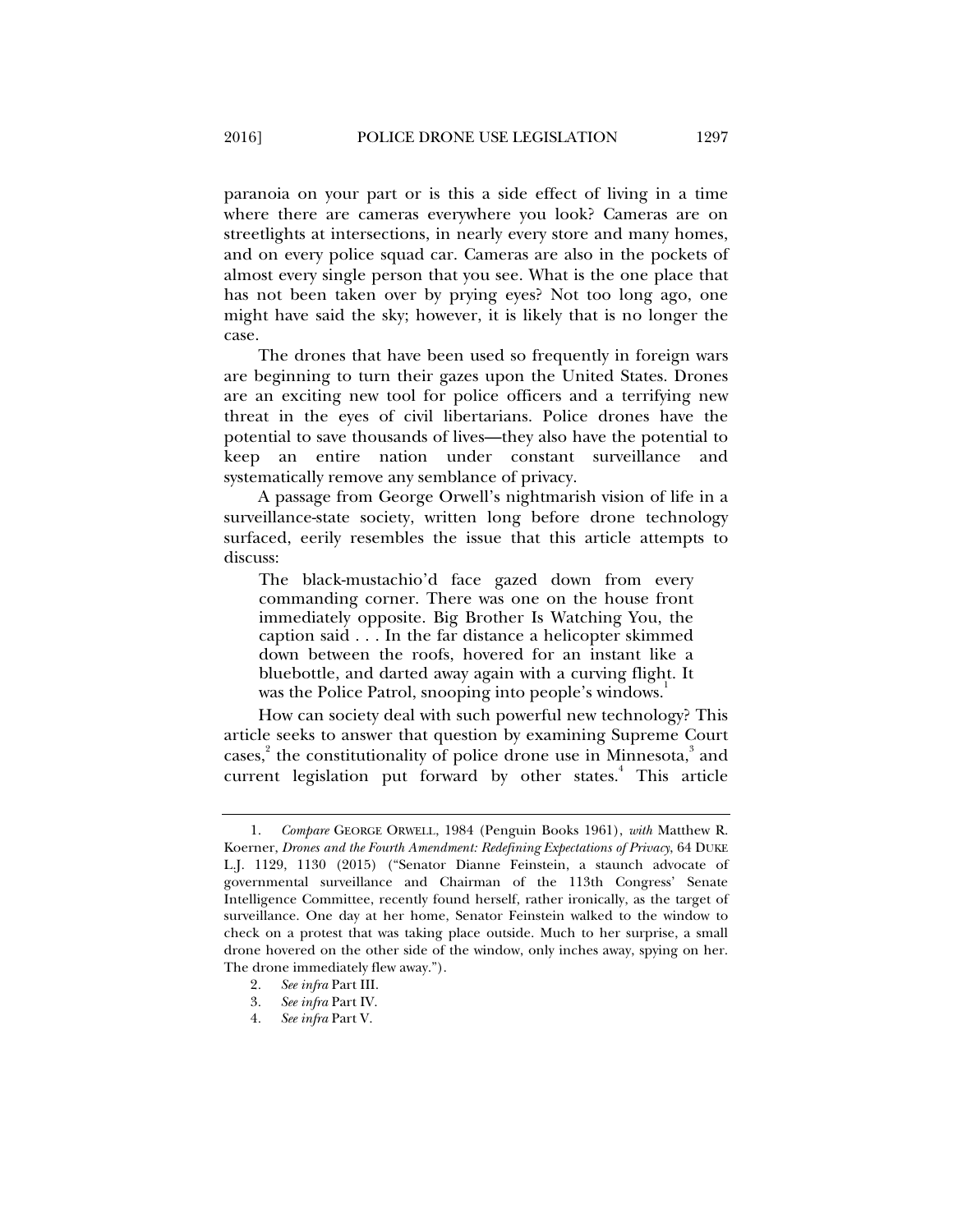paranoia on your part or is this a side effect of living in a time where there are cameras everywhere you look? Cameras are on streetlights at intersections, in nearly every store and many homes, and on every police squad car. Cameras are also in the pockets of almost every single person that you see. What is the one place that has not been taken over by prying eyes? Not too long ago, one might have said the sky; however, it is likely that is no longer the case.

The drones that have been used so frequently in foreign wars are beginning to turn their gazes upon the United States. Drones are an exciting new tool for police officers and a terrifying new threat in the eyes of civil libertarians. Police drones have the potential to save thousands of lives—they also have the potential to keep an entire nation under constant surveillance and systematically remove any semblance of privacy.

A passage from George Orwell's nightmarish vision of life in a surveillance-state society, written long before drone technology surfaced, eerily resembles the issue that this article attempts to discuss:

> The black-mustachio'd face gazed down from every commanding corner. There was one on the house front immediately opposite. Big Brother Is Watching You, the caption said . . . In the far distance a helicopter skimmed down between the roofs, hovered for an instant like a bluebottle, and darted away again with a curving flight. It was the Police Patrol, snooping into people's windows.[1]

How can society deal with such powerful new technology? This article seeks to answer that question by examining Supreme Court cases,[2] the constitutionality of police drone use in Minnesota,[3] and current legislation put forward by other states.[4] This article

---

1. *Compare* GEORGE ORWELL, 1984 (Penguin Books 1961), *with* Matthew R. Koerner, *Drones and the Fourth Amendment: Redefining Expectations of Privacy*, 64 DUKE L.J. 1129, 1130 (2015) ("Senator Dianne Feinstein, a staunch advocate of governmental surveillance and Chairman of the 113th Congress' Senate Intelligence Committee, recently found herself, rather ironically, as the target of surveillance. One day at her home, Senator Feinstein walked to the window to check on a protest that was taking place outside. Much to her surprise, a small drone hovered on the other side of the window, only inches away, spying on her. The drone immediately flew away.").

2. *See infra* Part III.

3. *See infra* Part IV.

4. *See infra* Part V.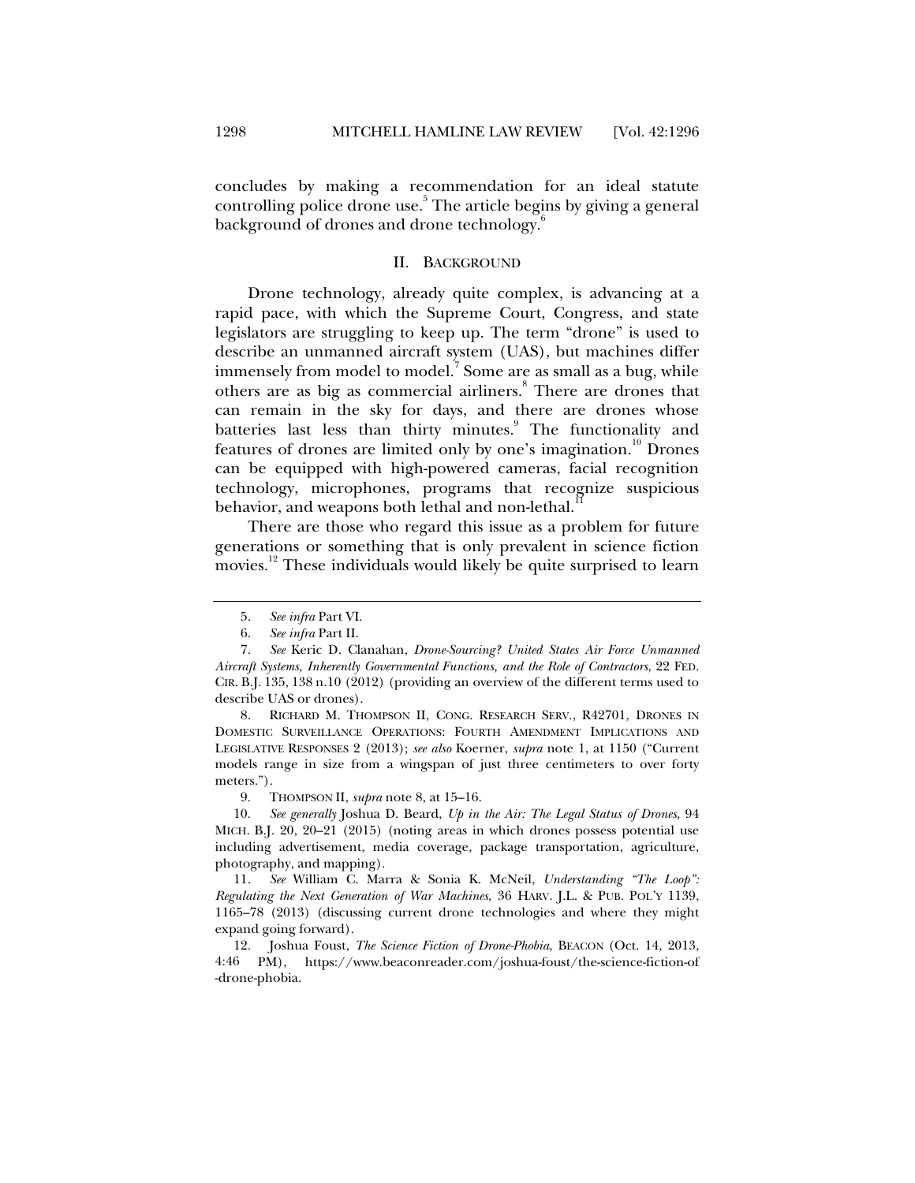concludes by making a recommendation for an ideal statute controlling police drone use.[5] The article begins by giving a general background of drones and drone technology.[6]

## II. BACKGROUND

Drone technology, already quite complex, is advancing at a rapid pace, with which the Supreme Court, Congress, and state legislators are struggling to keep up. The term "drone" is used to describe an unmanned aircraft system (UAS), but machines differ immensely from model to model.[7] Some are as small as a bug, while others are as big as commercial airliners.[8] There are drones that can remain in the sky for days, and there are drones whose batteries last less than thirty minutes.[9] The functionality and features of drones are limited only by one's imagination.[10] Drones can be equipped with high-powered cameras, facial recognition technology, microphones, programs that recognize suspicious behavior, and weapons both lethal and non-lethal.[11]

There are those who regard this issue as a problem for future generations or something that is only prevalent in science fiction movies.[12] These individuals would likely be quite surprised to learn

---

5. *See infra* Part VI.

6. *See infra* Part II.

7. *See* Keric D. Clanahan, *Drone-Sourcing? United States Air Force Unmanned Aircraft Systems, Inherently Governmental Functions, and the Role of Contractors*, 22 FED. CIR. B.J. 135, 138 n.10 (2012) (providing an overview of the different terms used to describe UAS or drones).

8. RICHARD M. THOMPSON II, CONG. RESEARCH SERV., R42701, DRONES IN DOMESTIC SURVEILLANCE OPERATIONS: FOURTH AMENDMENT IMPLICATIONS AND LEGISLATIVE RESPONSES 2 (2013); *see also* Koerner, *supra* note 1, at 1150 ("Current models range in size from a wingspan of just three centimeters to over forty meters.").

9. THOMPSON II, *supra* note 8, at 15–16.

10. *See generally* Joshua D. Beard, *Up in the Air: The Legal Status of Drones*, 94 MICH. B.J. 20, 20–21 (2015) (noting areas in which drones possess potential use including advertisement, media coverage, package transportation, agriculture, photography, and mapping).

11. *See* William C. Marra & Sonia K. McNeil, *Understanding "The Loop": Regulating the Next Generation of War Machines*, 36 HARV. J.L. & PUB. POL'Y 1139, 1165–78 (2013) (discussing current drone technologies and where they might expand going forward).

12. Joshua Foust, *The Science Fiction of Drone-Phobia*, BEACON (Oct. 14, 2013, 4:46 PM), https://www.beaconreader.com/joshua-foust/the-science-fiction-of-drone-phobia.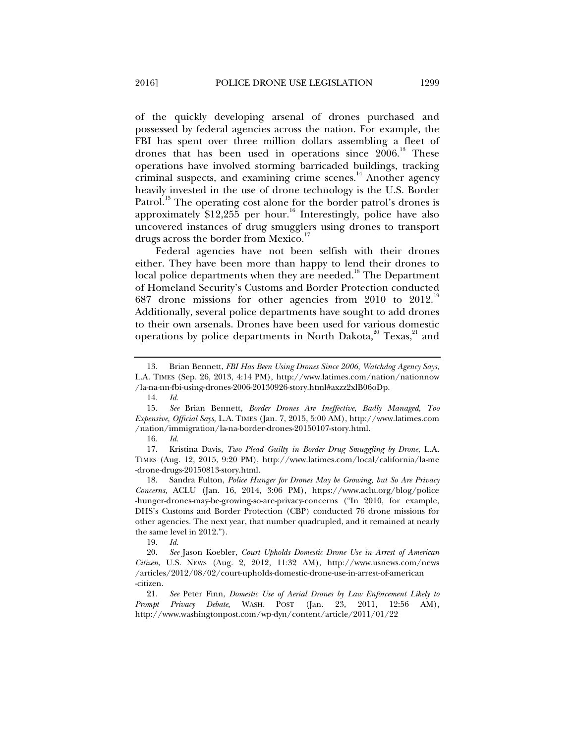of the quickly developing arsenal of drones purchased and possessed by federal agencies across the nation. For example, the FBI has spent over three million dollars assembling a fleet of drones that has been used in operations since 2006.[13] These operations have involved storming barricaded buildings, tracking criminal suspects, and examining crime scenes.[14] Another agency heavily invested in the use of drone technology is the U.S. Border Patrol.[15] The operating cost alone for the border patrol's drones is approximately $12,255 per hour.[16] Interestingly, police have also uncovered instances of drug smugglers using drones to transport drugs across the border from Mexico.[17]

Federal agencies have not been selfish with their drones either. They have been more than happy to lend their drones to local police departments when they are needed.[18] The Department of Homeland Security's Customs and Border Protection conducted 687 drone missions for other agencies from 2010 to 2012.[19] Additionally, several police departments have sought to add drones to their own arsenals. Drones have been used for various domestic operations by police departments in North Dakota,[20] Texas,[21] and

---

13. Brian Bennett, *FBI Has Been Using Drones Since 2006, Watchdog Agency Says*, L.A. TIMES (Sep. 26, 2013, 4:14 PM), http://www.latimes.com/nation/nationnow/la-na-nn-fbi-using-drones-2006-20130926-story.html#axzz2xlB06oDp.

14. *Id.*

15. *See* Brian Bennett, *Border Drones Are Ineffective, Badly Managed, Too Expensive, Official Says,* L.A. TIMES (Jan. 7, 2015, 5:00 AM), http://www.latimes.com/nation/immigration/la-na-border-drones-20150107-story.html.

16. *Id.*

17. Kristina Davis, *Two Plead Guilty in Border Drug Smuggling by Drone,* L.A. TIMES (Aug. 12, 2015, 9:20 PM), http://www.latimes.com/local/california/la-me-drone-drugs-20150813-story.html.

18. Sandra Fulton, *Police Hunger for Drones May be Growing, but So Are Privacy Concerns,* ACLU (Jan. 16, 2014, 3:06 PM), https://www.aclu.org/blog/police-hunger-drones-may-be-growing-so-are-privacy-concerns ("In 2010, for example, DHS's Customs and Border Protection (CBP) conducted 76 drone missions for other agencies. The next year, that number quadrupled, and it remained at nearly the same level in 2012.").

19. *Id.*

20. *See* Jason Koebler, *Court Upholds Domestic Drone Use in Arrest of American Citizen,* U.S. NEWS (Aug. 2, 2012, 11:32 AM), http://www.usnews.com/news/articles/2012/08/02/court-upholds-domestic-drone-use-in-arrest-of-american-citizen.

21. *See* Peter Finn, *Domestic Use of Aerial Drones by Law Enforcement Likely to Prompt Privacy Debate,* WASH. POST (Jan. 23, 2011, 12:56 AM), http://www.washingtonpost.com/wp-dyn/content/article/2011/01/22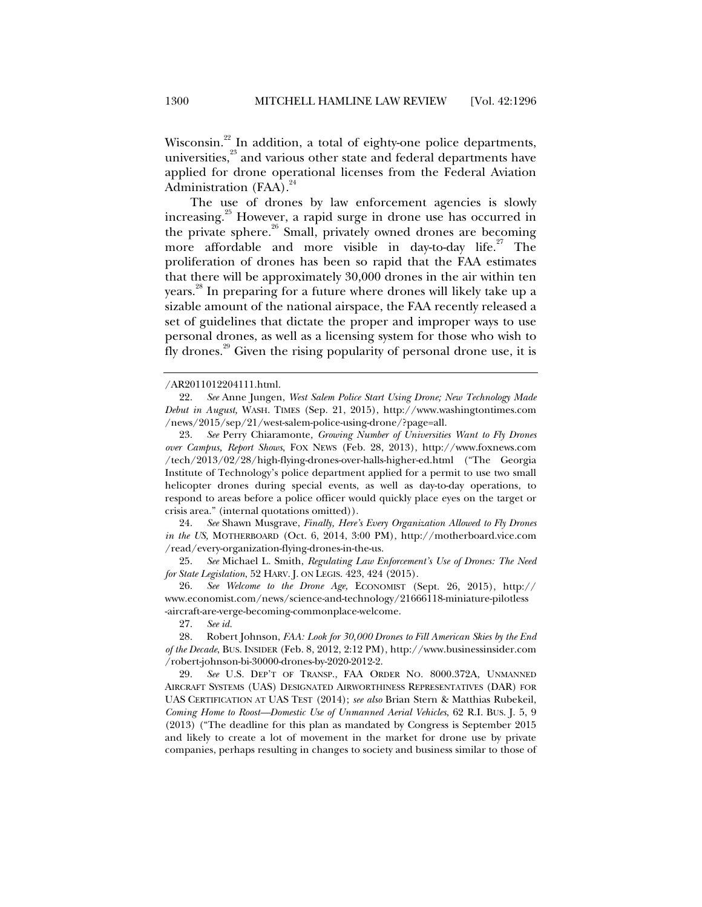Wisconsin.[22] In addition, a total of eighty-one police departments, universities,[23] and various other state and federal departments have applied for drone operational licenses from the Federal Aviation Administration (FAA).[24]

The use of drones by law enforcement agencies is slowly increasing.[25] However, a rapid surge in drone use has occurred in the private sphere.[26] Small, privately owned drones are becoming more affordable and more visible in day-to-day life.[27] The proliferation of drones has been so rapid that the FAA estimates that there will be approximately 30,000 drones in the air within ten years.[28] In preparing for a future where drones will likely take up a sizable amount of the national airspace, the FAA recently released a set of guidelines that dictate the proper and improper ways to use personal drones, as well as a licensing system for those who wish to fly drones.[29] Given the rising popularity of personal drone use, it is

---

/AR2011012204111.html.

22. *See* Anne Jungen, *West Salem Police Start Using Drone; New Technology Made Debut in August*, WASH. TIMES (Sep. 21, 2015), http://www.washingtontimes.com /news/2015/sep/21/west-salem-police-using-drone/?page=all.

23. *See* Perry Chiaramonte, *Growing Number of Universities Want to Fly Drones over Campus, Report Shows*, FOX NEWS (Feb. 28, 2013), http://www.foxnews.com /tech/2013/02/28/high-flying-drones-over-halls-higher-ed.html ("The Georgia Institute of Technology's police department applied for a permit to use two small helicopter drones during special events, as well as day-to-day operations, to respond to areas before a police officer would quickly place eyes on the target or crisis area." (internal quotations omitted)).

24. *See* Shawn Musgrave, *Finally, Here's Every Organization Allowed to Fly Drones in the US*, MOTHERBOARD (Oct. 6, 2014, 3:00 PM), http://motherboard.vice.com /read/every-organization-flying-drones-in-the-us.

25. *See* Michael L. Smith, *Regulating Law Enforcement's Use of Drones: The Need for State Legislation*, 52 HARV. J. ON LEGIS. 423, 424 (2015).

26. *See Welcome to the Drone Age*, ECONOMIST (Sept. 26, 2015), http:// www.economist.com/news/science-and-technology/21666118-miniature-pilotless -aircraft-are-verge-becoming-commonplace-welcome.

27. *See id.*

28. Robert Johnson, *FAA: Look for 30,000 Drones to Fill American Skies by the End of the Decade*, BUS. INSIDER (Feb. 8, 2012, 2:12 PM), http://www.businessinsider.com /robert-johnson-bi-30000-drones-by-2020-2012-2.

29. *See* U.S. DEP'T OF TRANSP., FAA ORDER NO. 8000.372A, UNMANNED AIRCRAFT SYSTEMS (UAS) DESIGNATED AIRWORTHINESS REPRESENTATIVES (DAR) FOR UAS CERTIFICATION AT UAS TEST (2014); *see also* Brian Stern & Matthias Rubekeil, *Coming Home to Roost—Domestic Use of Unmanned Aerial Vehicles*, 62 R.I. BUS. J. 5, 9 (2013) ("The deadline for this plan as mandated by Congress is September 2015 and likely to create a lot of movement in the market for drone use by private companies, perhaps resulting in changes to society and business similar to those of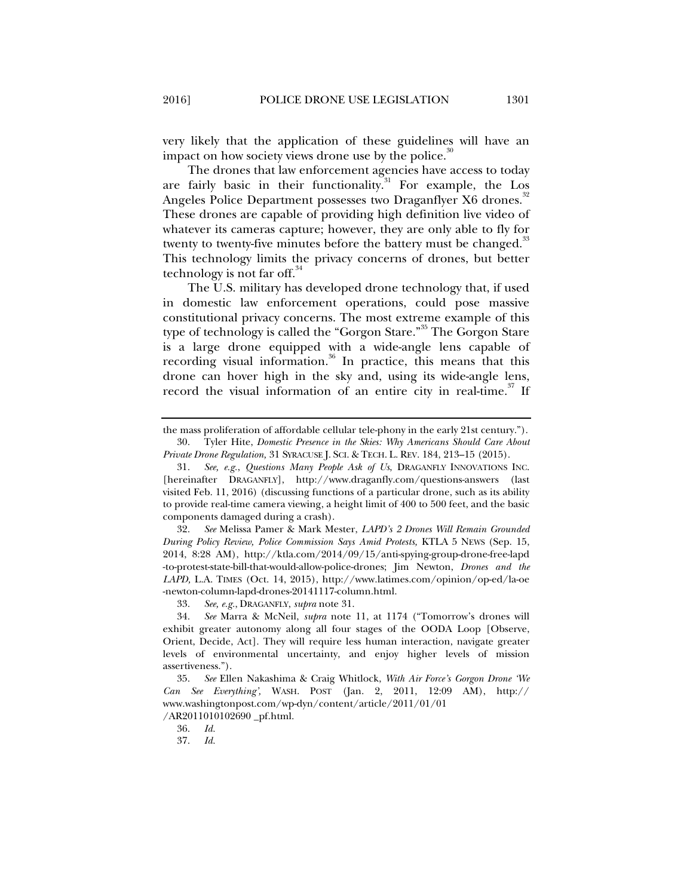very likely that the application of these guidelines will have an impact on how society views drone use by the police.[30]

The drones that law enforcement agencies have access to today are fairly basic in their functionality.[31] For example, the Los Angeles Police Department possesses two Draganflyer X6 drones.[32] These drones are capable of providing high definition live video of whatever its cameras capture; however, they are only able to fly for twenty to twenty-five minutes before the battery must be changed.[33] This technology limits the privacy concerns of drones, but better technology is not far off.[34]

The U.S. military has developed drone technology that, if used in domestic law enforcement operations, could pose massive constitutional privacy concerns. The most extreme example of this type of technology is called the "Gorgon Stare."[35] The Gorgon Stare is a large drone equipped with a wide-angle lens capable of recording visual information.[36] In practice, this means that this drone can hover high in the sky and, using its wide-angle lens, record the visual information of an entire city in real-time.[37] If

---

the mass proliferation of affordable cellular tele-phony in the early 21st century.").

30. Tyler Hite, *Domestic Presence in the Skies: Why Americans Should Care About Private Drone Regulation,* 31 SYRACUSE J. SCI. & TECH. L. REV. 184, 213–15 (2015).

31. *See, e.g.*, *Questions Many People Ask of Us*, DRAGANFLY INNOVATIONS INC. [hereinafter DRAGANFLY], http://www.draganfly.com/questions-answers (last visited Feb. 11, 2016) (discussing functions of a particular drone, such as its ability to provide real-time camera viewing, a height limit of 400 to 500 feet, and the basic components damaged during a crash).

32. *See* Melissa Pamer & Mark Mester, *LAPD's 2 Drones Will Remain Grounded During Policy Review, Police Commission Says Amid Protests,* KTLA 5 NEWS (Sep. 15, 2014, 8:28 AM), http://ktla.com/2014/09/15/anti-spying-group-drone-free-lapd-to-protest-state-bill-that-would-allow-police-drones; Jim Newton, *Drones and the LAPD,* L.A. TIMES (Oct. 14, 2015), http://www.latimes.com/opinion/op-ed/la-oe-newton-column-lapd-drones-20141117-column.html.

33. *See, e.g.*, DRAGANFLY, *supra* note 31.

34. *See* Marra & McNeil, *supra* note 11, at 1174 ("Tomorrow's drones will exhibit greater autonomy along all four stages of the OODA Loop [Observe, Orient, Decide, Act]. They will require less human interaction, navigate greater levels of environmental uncertainty, and enjoy higher levels of mission assertiveness.").

35. *See* Ellen Nakashima & Craig Whitlock, *With Air Force's Gorgon Drone 'We Can See Everything',* WASH. POST (Jan. 2, 2011, 12:09 AM), http://www.washingtonpost.com/wp-dyn/content/article/2011/01/01/AR2011010102690_pf.html.

36. *Id.*

37. *Id.*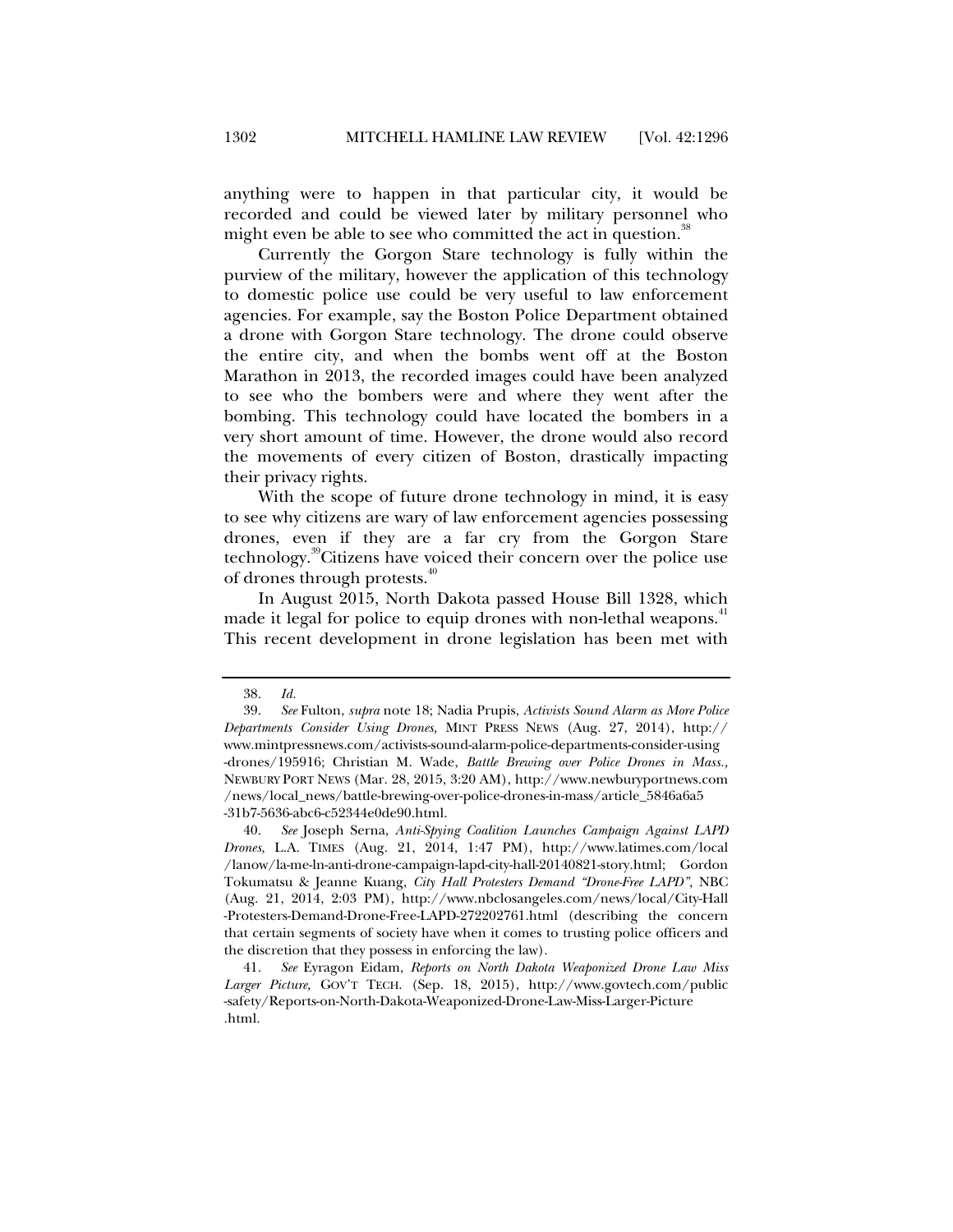anything were to happen in that particular city, it would be recorded and could be viewed later by military personnel who might even be able to see who committed the act in question.[38]

Currently the Gorgon Stare technology is fully within the purview of the military, however the application of this technology to domestic police use could be very useful to law enforcement agencies. For example, say the Boston Police Department obtained a drone with Gorgon Stare technology. The drone could observe the entire city, and when the bombs went off at the Boston Marathon in 2013, the recorded images could have been analyzed to see who the bombers were and where they went after the bombing. This technology could have located the bombers in a very short amount of time. However, the drone would also record the movements of every citizen of Boston, drastically impacting their privacy rights.

With the scope of future drone technology in mind, it is easy to see why citizens are wary of law enforcement agencies possessing drones, even if they are a far cry from the Gorgon Stare technology.[39] Citizens have voiced their concern over the police use of drones through protests.[40]

In August 2015, North Dakota passed House Bill 1328, which made it legal for police to equip drones with non-lethal weapons.[41] This recent development in drone legislation has been met with

---

38. *Id.*

39. *See* Fulton, *supra* note 18; Nadia Prupis, *Activists Sound Alarm as More Police Departments Consider Using Drones,* MINT PRESS NEWS (Aug. 27, 2014), http://www.mintpressnews.com/activists-sound-alarm-police-departments-consider-using-drones/195916; Christian M. Wade, *Battle Brewing over Police Drones in Mass.,* NEWBURY PORT NEWS (Mar. 28, 2015, 3:20 AM), http://www.newburyportnews.com/news/local_news/battle-brewing-over-police-drones-in-mass/article_5846a6a5-31b7-5636-abc6-c52344e0de90.html.

40. *See* Joseph Serna, *Anti-Spying Coalition Launches Campaign Against LAPD Drones,* L.A. TIMES (Aug. 21, 2014, 1:47 PM), http://www.latimes.com/local/lanow/la-me-ln-anti-drone-campaign-lapd-city-hall-20140821-story.html; Gordon Tokumatsu & Jeanne Kuang, *City Hall Protesters Demand "Drone-Free LAPD",* NBC (Aug. 21, 2014, 2:03 PM), http://www.nbclosangeles.com/news/local/City-Hall-Protesters-Demand-Drone-Free-LAPD-272202761.html (describing the concern that certain segments of society have when it comes to trusting police officers and the discretion that they possess in enforcing the law).

41. *See* Eyragon Eidam, *Reports on North Dakota Weaponized Drone Law Miss Larger Picture,* GOV'T TECH. (Sep. 18, 2015), http://www.govtech.com/public-safety/Reports-on-North-Dakota-Weaponized-Drone-Law-Miss-Larger-Picture.html.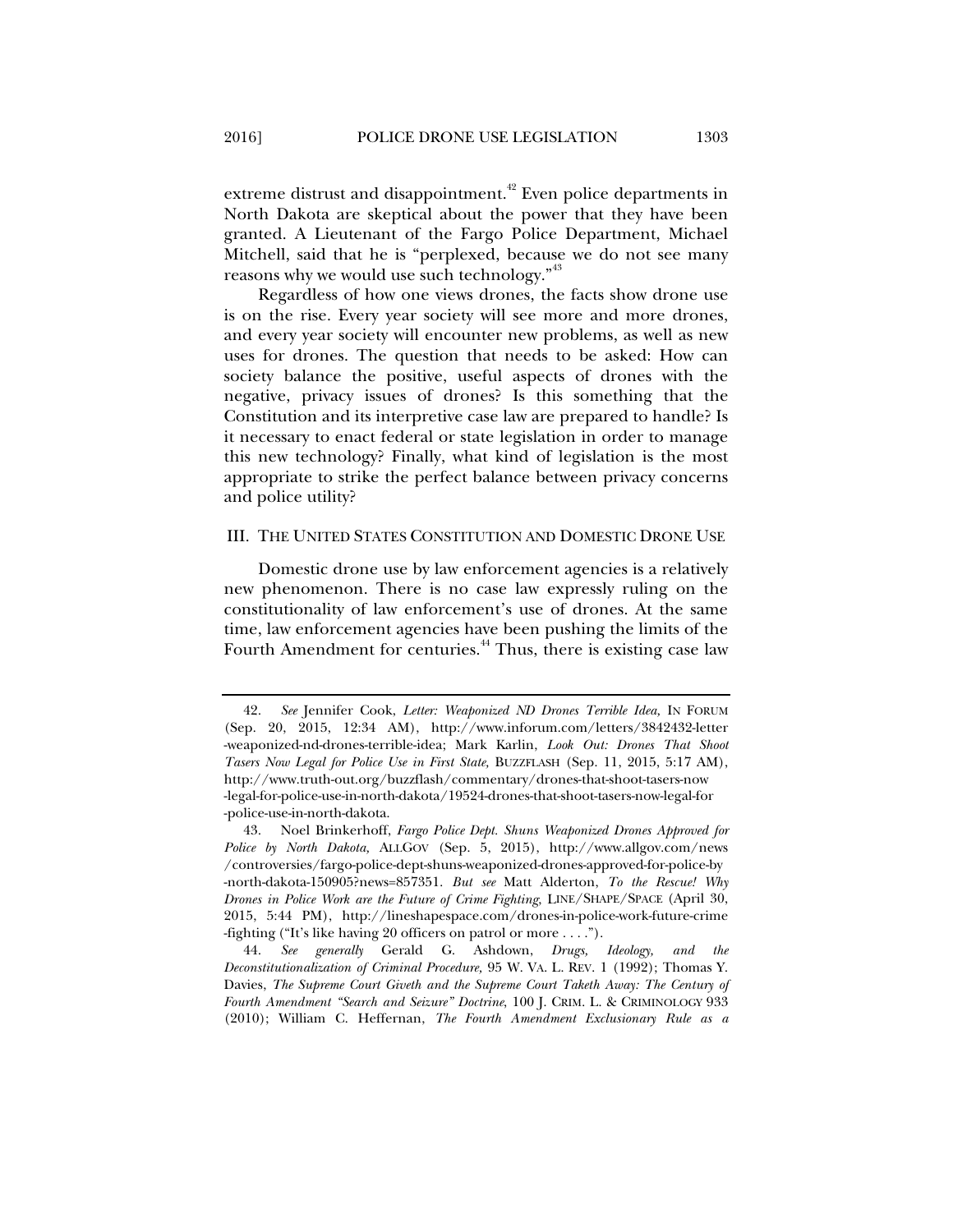extreme distrust and disappointment.[42] Even police departments in North Dakota are skeptical about the power that they have been granted. A Lieutenant of the Fargo Police Department, Michael Mitchell, said that he is "perplexed, because we do not see many reasons why we would use such technology."[43]

Regardless of how one views drones, the facts show drone use is on the rise. Every year society will see more and more drones, and every year society will encounter new problems, as well as new uses for drones. The question that needs to be asked: How can society balance the positive, useful aspects of drones with the negative, privacy issues of drones? Is this something that the Constitution and its interpretive case law are prepared to handle? Is it necessary to enact federal or state legislation in order to manage this new technology? Finally, what kind of legislation is the most appropriate to strike the perfect balance between privacy concerns and police utility?

## III. THE UNITED STATES CONSTITUTION AND DOMESTIC DRONE USE

Domestic drone use by law enforcement agencies is a relatively new phenomenon. There is no case law expressly ruling on the constitutionality of law enforcement's use of drones. At the same time, law enforcement agencies have been pushing the limits of the Fourth Amendment for centuries.[44] Thus, there is existing case law

---

42. *See* Jennifer Cook, *Letter: Weaponized ND Drones Terrible Idea,* IN FORUM (Sep. 20, 2015, 12:34 AM), http://www.inforum.com/letters/3842432-letter-weaponized-nd-drones-terrible-idea; Mark Karlin, *Look Out: Drones That Shoot Tasers Now Legal for Police Use in First State,* BUZZFLASH (Sep. 11, 2015, 5:17 AM), http://www.truth-out.org/buzzflash/commentary/drones-that-shoot-tasers-now-legal-for-police-use-in-north-dakota/19524-drones-that-shoot-tasers-now-legal-for-police-use-in-north-dakota.

43. Noel Brinkerhoff, *Fargo Police Dept. Shuns Weaponized Drones Approved for Police by North Dakota,* ALLGOV (Sep. 5, 2015), http://www.allgov.com/news/controversies/fargo-police-dept-shuns-weaponized-drones-approved-for-police-by-north-dakota-150905?news=857351. *But see* Matt Alderton, *To the Rescue! Why Drones in Police Work are the Future of Crime Fighting,* LINE/SHAPE/SPACE (April 30, 2015, 5:44 PM), http://lineshapespace.com/drones-in-police-work-future-crime-fighting ("It's like having 20 officers on patrol or more . . . .").

44. *See generally* Gerald G. Ashdown, *Drugs, Ideology, and the Deconstitutionalization of Criminal Procedure,* 95 W. VA. L. REV. 1 (1992); Thomas Y. Davies, *The Supreme Court Giveth and the Supreme Court Taketh Away: The Century of Fourth Amendment "Search and Seizure" Doctrine,* 100 J. CRIM. L. & CRIMINOLOGY 933 (2010); William C. Heffernan, *The Fourth Amendment Exclusionary Rule as a*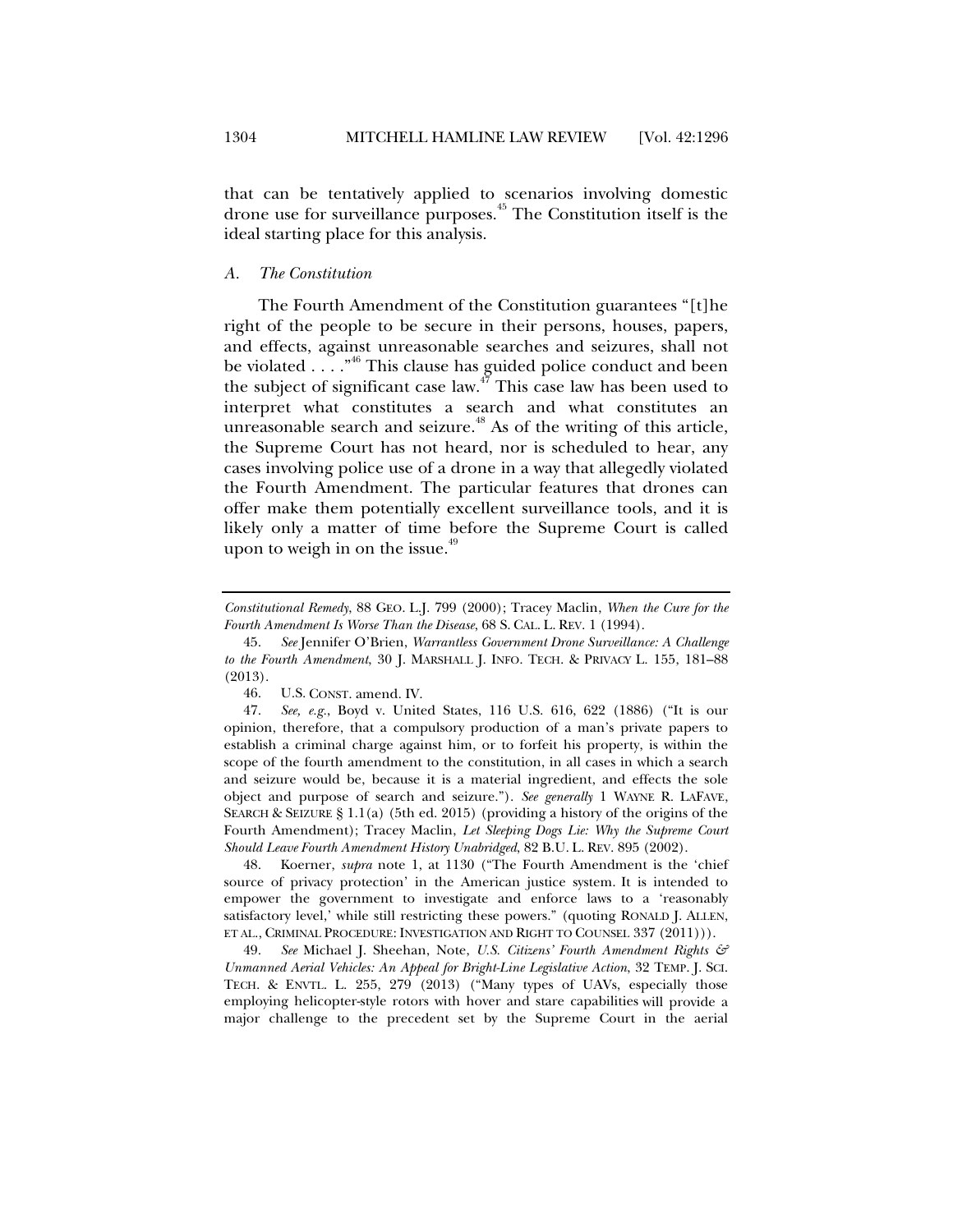that can be tentatively applied to scenarios involving domestic drone use for surveillance purposes.[45] The Constitution itself is the ideal starting place for this analysis.

### *A. The Constitution*

The Fourth Amendment of the Constitution guarantees "[t]he right of the people to be secure in their persons, houses, papers, and effects, against unreasonable searches and seizures, shall not be violated . . . ."[46] This clause has guided police conduct and been the subject of significant case law.[47] This case law has been used to interpret what constitutes a search and what constitutes an unreasonable search and seizure.[48] As of the writing of this article, the Supreme Court has not heard, nor is scheduled to hear, any cases involving police use of a drone in a way that allegedly violated the Fourth Amendment. The particular features that drones can offer make them potentially excellent surveillance tools, and it is likely only a matter of time before the Supreme Court is called upon to weigh in on the issue.[49]

---

*Constitutional Remedy*, 88 GEO. L.J. 799 (2000); Tracey Maclin, *When the Cure for the Fourth Amendment Is Worse Than the Disease*, 68 S. CAL. L. REV. 1 (1994).

45. *See* Jennifer O'Brien, *Warrantless Government Drone Surveillance: A Challenge to the Fourth Amendment*, 30 J. MARSHALL J. INFO. TECH. & PRIVACY L. 155, 181–88 (2013).

46. U.S. CONST. amend. IV.

47. *See, e.g.*, Boyd v. United States, 116 U.S. 616, 622 (1886) ("It is our opinion, therefore, that a compulsory production of a man's private papers to establish a criminal charge against him, or to forfeit his property, is within the scope of the fourth amendment to the constitution, in all cases in which a search and seizure would be, because it is a material ingredient, and effects the sole object and purpose of search and seizure."). *See generally* 1 WAYNE R. LAFAVE, SEARCH & SEIZURE § 1.1(a) (5th ed. 2015) (providing a history of the origins of the Fourth Amendment); Tracey Maclin, *Let Sleeping Dogs Lie: Why the Supreme Court Should Leave Fourth Amendment History Unabridged*, 82 B.U. L. REV. 895 (2002).

48. Koerner, *supra* note 1, at 1130 ("The Fourth Amendment is the 'chief source of privacy protection' in the American justice system. It is intended to empower the government to investigate and enforce laws to a 'reasonably satisfactory level,' while still restricting these powers." (quoting RONALD J. ALLEN, ET AL., CRIMINAL PROCEDURE: INVESTIGATION AND RIGHT TO COUNSEL 337 (2011))).

49. *See* Michael J. Sheehan, Note, *U.S. Citizens' Fourth Amendment Rights & Unmanned Aerial Vehicles: An Appeal for Bright-Line Legislative Action*, 32 TEMP. J. SCI. TECH. & ENVTL. L. 255, 279 (2013) ("Many types of UAVs, especially those employing helicopter-style rotors with hover and stare capabilities will provide a major challenge to the precedent set by the Supreme Court in the aerial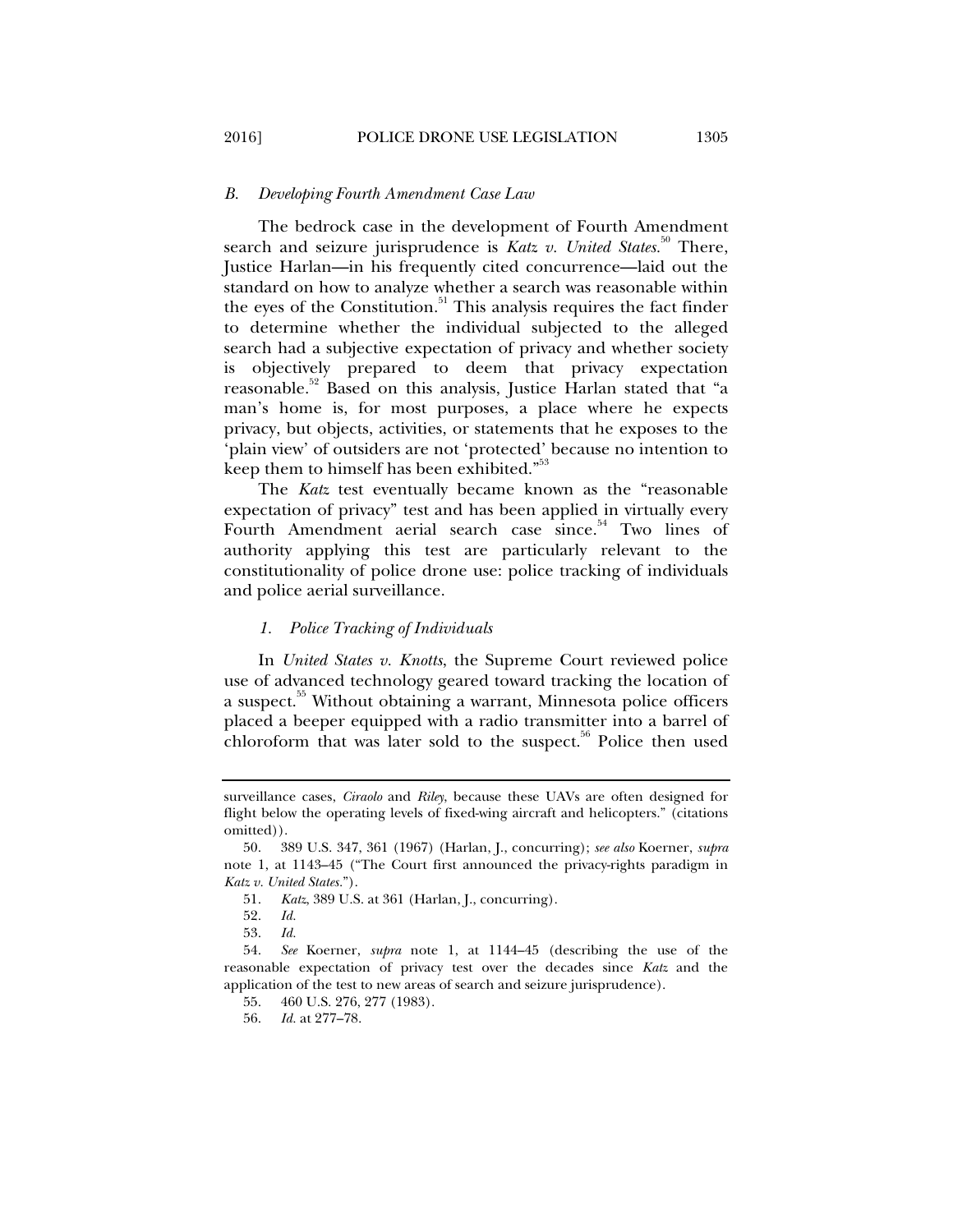### *B. Developing Fourth Amendment Case Law*

The bedrock case in the development of Fourth Amendment search and seizure jurisprudence is *Katz v. United States*.[50] There, Justice Harlan—in his frequently cited concurrence—laid out the standard on how to analyze whether a search was reasonable within the eyes of the Constitution.[51] This analysis requires the fact finder to determine whether the individual subjected to the alleged search had a subjective expectation of privacy and whether society is objectively prepared to deem that privacy expectation reasonable.[52] Based on this analysis, Justice Harlan stated that "a man's home is, for most purposes, a place where he expects privacy, but objects, activities, or statements that he exposes to the 'plain view' of outsiders are not 'protected' because no intention to keep them to himself has been exhibited."[53]

The *Katz* test eventually became known as the "reasonable expectation of privacy" test and has been applied in virtually every Fourth Amendment aerial search case since.[54] Two lines of authority applying this test are particularly relevant to the constitutionality of police drone use: police tracking of individuals and police aerial surveillance.

#### *1. Police Tracking of Individuals*

In *United States v. Knotts*, the Supreme Court reviewed police use of advanced technology geared toward tracking the location of a suspect.[55] Without obtaining a warrant, Minnesota police officers placed a beeper equipped with a radio transmitter into a barrel of chloroform that was later sold to the suspect.[56] Police then used

---

surveillance cases, *Ciraolo* and *Riley*, because these UAVs are often designed for flight below the operating levels of fixed-wing aircraft and helicopters." (citations omitted)).

50. 389 U.S. 347, 361 (1967) (Harlan, J., concurring); *see also* Koerner, *supra* note 1, at 1143–45 ("The Court first announced the privacy-rights paradigm in *Katz v. United States*.").

51. *Katz*, 389 U.S. at 361 (Harlan, J., concurring).

52. *Id.*

53. *Id.*

54. *See* Koerner, *supra* note 1, at 1144–45 (describing the use of the reasonable expectation of privacy test over the decades since *Katz* and the application of the test to new areas of search and seizure jurisprudence).

55. 460 U.S. 276, 277 (1983).

56. *Id.* at 277–78.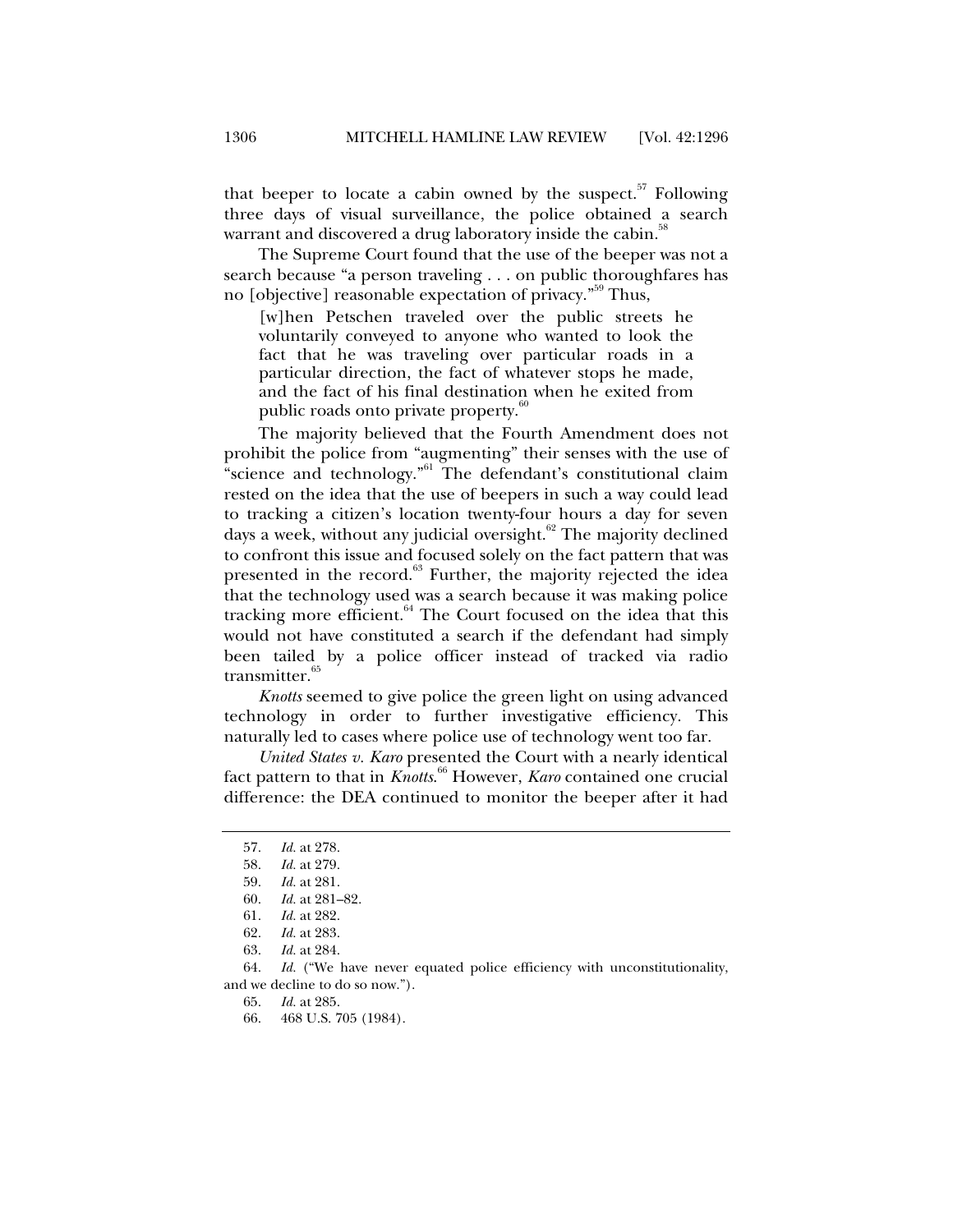that beeper to locate a cabin owned by the suspect.[57] Following three days of visual surveillance, the police obtained a search warrant and discovered a drug laboratory inside the cabin.[58]

The Supreme Court found that the use of the beeper was not a search because "a person traveling . . . on public thoroughfares has no [objective] reasonable expectation of privacy."[59] Thus,

> [w]hen Petschen traveled over the public streets he voluntarily conveyed to anyone who wanted to look the fact that he was traveling over particular roads in a particular direction, the fact of whatever stops he made, and the fact of his final destination when he exited from public roads onto private property.[60]

The majority believed that the Fourth Amendment does not prohibit the police from "augmenting" their senses with the use of "science and technology."[61] The defendant's constitutional claim rested on the idea that the use of beepers in such a way could lead to tracking a citizen's location twenty-four hours a day for seven days a week, without any judicial oversight.[62] The majority declined to confront this issue and focused solely on the fact pattern that was presented in the record.[63] Further, the majority rejected the idea that the technology used was a search because it was making police tracking more efficient.[64] The Court focused on the idea that this would not have constituted a search if the defendant had simply been tailed by a police officer instead of tracked via radio transmitter.[65]

*Knotts* seemed to give police the green light on using advanced technology in order to further investigative efficiency. This naturally led to cases where police use of technology went too far.

*United States v. Karo* presented the Court with a nearly identical fact pattern to that in *Knotts*.[66] However, *Karo* contained one crucial difference: the DEA continued to monitor the beeper after it had

---

57. *Id.* at 278.
58. *Id.* at 279.
59. *Id.* at 281.
60. *Id.* at 281–82.
61. *Id.* at 282.
62. *Id.* at 283.
63. *Id.* at 284.
64. *Id.* ("We have never equated police efficiency with unconstitutionality, and we decline to do so now.").
65. *Id.* at 285.
66. 468 U.S. 705 (1984).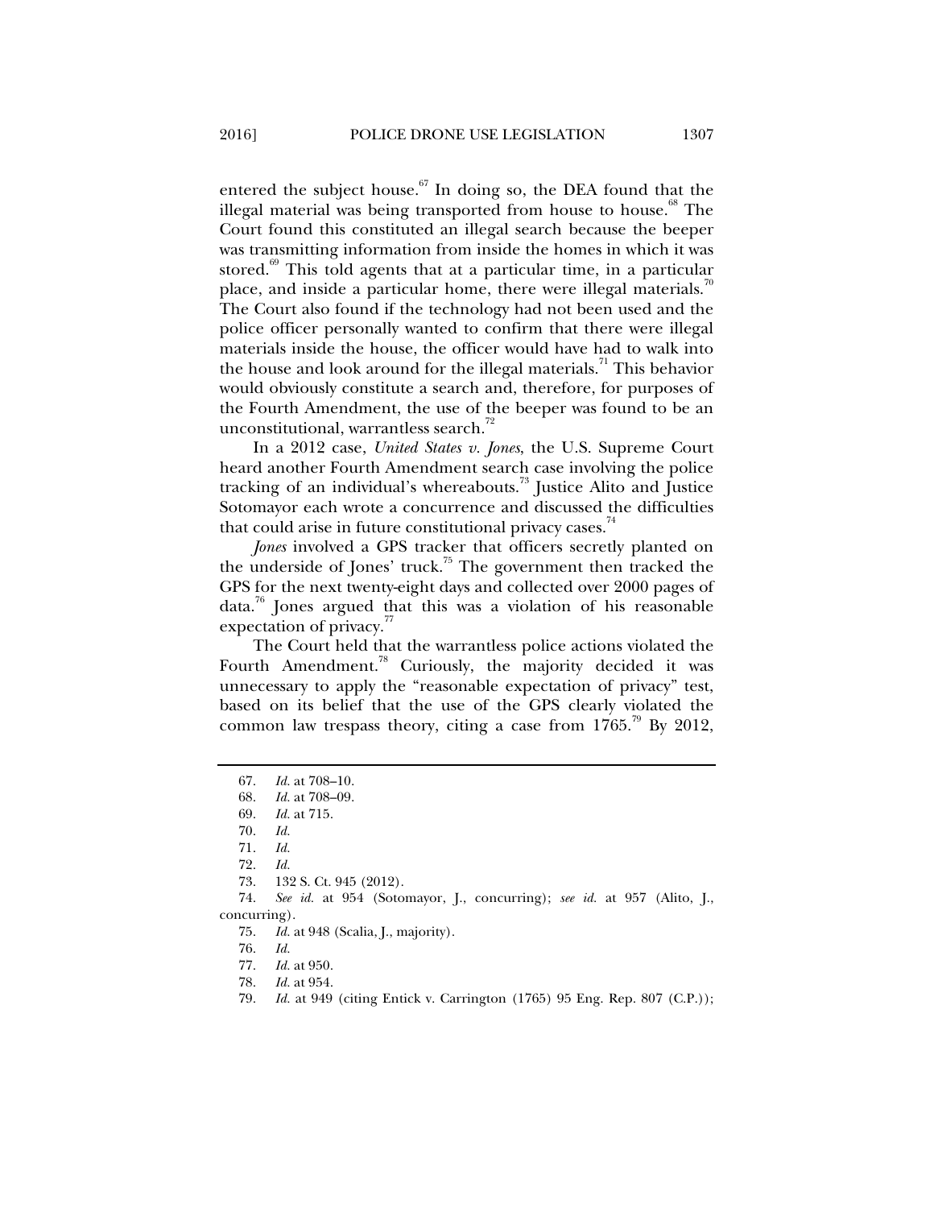entered the subject house.[67] In doing so, the DEA found that the illegal material was being transported from house to house.[68] The Court found this constituted an illegal search because the beeper was transmitting information from inside the homes in which it was stored.[69] This told agents that at a particular time, in a particular place, and inside a particular home, there were illegal materials.[70] The Court also found if the technology had not been used and the police officer personally wanted to confirm that there were illegal materials inside the house, the officer would have had to walk into the house and look around for the illegal materials.[71] This behavior would obviously constitute a search and, therefore, for purposes of the Fourth Amendment, the use of the beeper was found to be an unconstitutional, warrantless search.[72]

In a 2012 case, *United States v. Jones*, the U.S. Supreme Court heard another Fourth Amendment search case involving the police tracking of an individual's whereabouts.[73] Justice Alito and Justice Sotomayor each wrote a concurrence and discussed the difficulties that could arise in future constitutional privacy cases.[74]

*Jones* involved a GPS tracker that officers secretly planted on the underside of Jones' truck.[75] The government then tracked the GPS for the next twenty-eight days and collected over 2000 pages of data.[76] Jones argued that this was a violation of his reasonable expectation of privacy.[77]

The Court held that the warrantless police actions violated the Fourth Amendment.[78] Curiously, the majority decided it was unnecessary to apply the "reasonable expectation of privacy" test, based on its belief that the use of the GPS clearly violated the common law trespass theory, citing a case from 1765.[79] By 2012,

---

67. *Id.* at 708–10.
68. *Id.* at 708–09.
69. *Id.* at 715.
70. *Id.*
71. *Id.*
72. *Id.*
73. 132 S. Ct. 945 (2012).
74. *See id.* at 954 (Sotomayor, J., concurring); *see id.* at 957 (Alito, J., concurring).
75. *Id.* at 948 (Scalia, J., majority).
76. *Id.*
77. *Id.* at 950.
78. *Id.* at 954.
79. *Id.* at 949 (citing Entick v. Carrington (1765) 95 Eng. Rep. 807 (C.P.));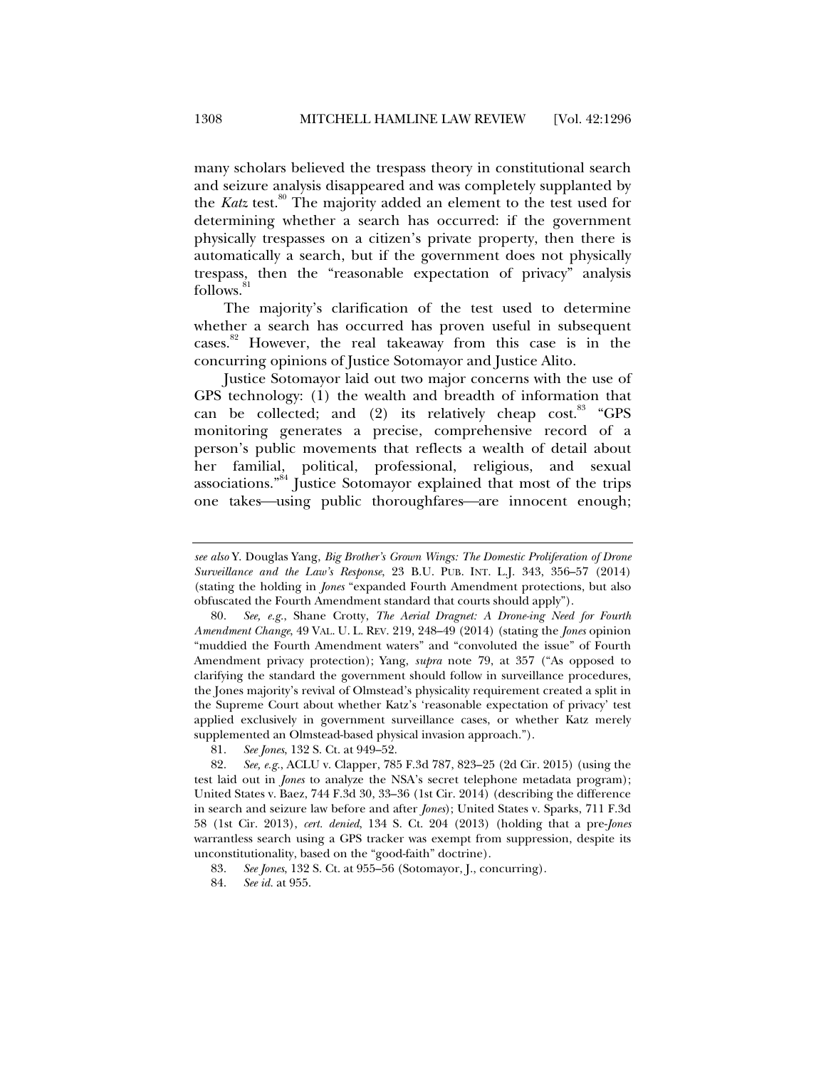many scholars believed the trespass theory in constitutional search and seizure analysis disappeared and was completely supplanted by the *Katz* test.[80] The majority added an element to the test used for determining whether a search has occurred: if the government physically trespasses on a citizen's private property, then there is automatically a search, but if the government does not physically trespass, then the "reasonable expectation of privacy" analysis follows.[81]

The majority's clarification of the test used to determine whether a search has occurred has proven useful in subsequent cases.[82] However, the real takeaway from this case is in the concurring opinions of Justice Sotomayor and Justice Alito.

Justice Sotomayor laid out two major concerns with the use of GPS technology: (1) the wealth and breadth of information that can be collected; and (2) its relatively cheap cost.[83] "GPS monitoring generates a precise, comprehensive record of a person's public movements that reflects a wealth of detail about her familial, political, professional, religious, and sexual associations."[84] Justice Sotomayor explained that most of the trips one takes—using public thoroughfares—are innocent enough;

---

*see also* Y. Douglas Yang, *Big Brother's Grown Wings: The Domestic Proliferation of Drone Surveillance and the Law's Response*, 23 B.U. PUB. INT. L.J. 343, 356–57 (2014) (stating the holding in *Jones* "expanded Fourth Amendment protections, but also obfuscated the Fourth Amendment standard that courts should apply").

80. *See, e.g.*, Shane Crotty, *The Aerial Dragnet: A Drone-ing Need for Fourth Amendment Change*, 49 VAL. U. L. REV. 219, 248–49 (2014) (stating the *Jones* opinion "muddied the Fourth Amendment waters" and "convoluted the issue" of Fourth Amendment privacy protection); Yang, *supra* note 79, at 357 ("As opposed to clarifying the standard the government should follow in surveillance procedures, the Jones majority's revival of Olmstead's physicality requirement created a split in the Supreme Court about whether Katz's 'reasonable expectation of privacy' test applied exclusively in government surveillance cases, or whether Katz merely supplemented an Olmstead-based physical invasion approach.").

81. *See Jones*, 132 S. Ct. at 949–52.

82. *See, e.g.*, ACLU v. Clapper, 785 F.3d 787, 823–25 (2d Cir. 2015) (using the test laid out in *Jones* to analyze the NSA's secret telephone metadata program); United States v. Baez, 744 F.3d 30, 33–36 (1st Cir. 2014) (describing the difference in search and seizure law before and after *Jones*); United States v. Sparks, 711 F.3d 58 (1st Cir. 2013), *cert. denied*, 134 S. Ct. 204 (2013) (holding that a pre-*Jones* warrantless search using a GPS tracker was exempt from suppression, despite its unconstitutionality, based on the "good-faith" doctrine).

83. *See Jones*, 132 S. Ct. at 955–56 (Sotomayor, J., concurring).

84. *See id.* at 955.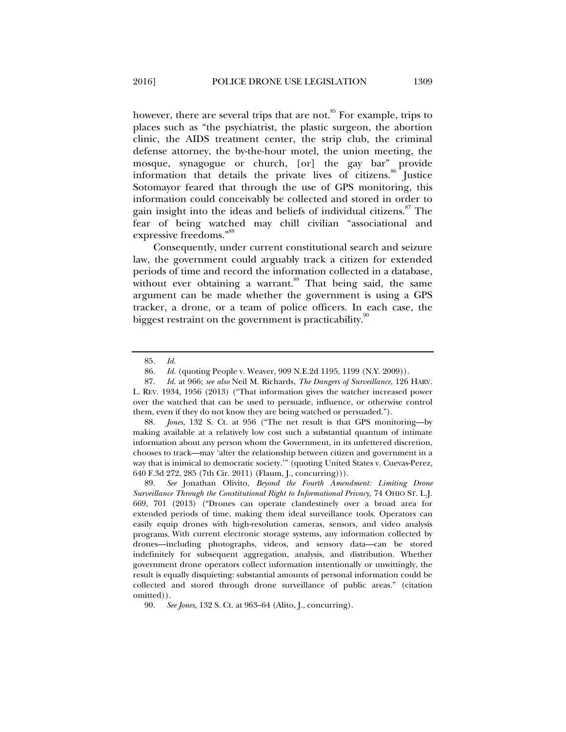however, there are several trips that are not.[85] For example, trips to places such as "the psychiatrist, the plastic surgeon, the abortion clinic, the AIDS treatment center, the strip club, the criminal defense attorney, the by-the-hour motel, the union meeting, the mosque, synagogue or church, [or] the gay bar" provide information that details the private lives of citizens.[86] Justice Sotomayor feared that through the use of GPS monitoring, this information could conceivably be collected and stored in order to gain insight into the ideas and beliefs of individual citizens.[87] The fear of being watched may chill civilian "associational and expressive freedoms."[88]

Consequently, under current constitutional search and seizure law, the government could arguably track a citizen for extended periods of time and record the information collected in a database, without ever obtaining a warrant.[89] That being said, the same argument can be made whether the government is using a GPS tracker, a drone, or a team of police officers. In each case, the biggest restraint on the government is practicability.[90]

---

85. *Id.*

86. *Id.* (quoting People v. Weaver, 909 N.E.2d 1195, 1199 (N.Y. 2009)).

87. *Id.* at 966; *see also* Neil M. Richards, *The Dangers of Surveillance*, 126 HARV. L. REV. 1934, 1956 (2013) ("That information gives the watcher increased power over the watched that can be used to persuade, influence, or otherwise control them, even if they do not know they are being watched or persuaded.").

88. *Jones*, 132 S. Ct. at 956 ("The net result is that GPS monitoring—by making available at a relatively low cost such a substantial quantum of intimate information about any person whom the Government, in its unfettered discretion, chooses to track—may 'alter the relationship between citizen and government in a way that is inimical to democratic society.'" (quoting United States v. Cuevas-Perez, 640 F.3d 272, 285 (7th Cir. 2011) (Flaum, J., concurring))).

89. *See* Jonathan Olivito, *Beyond the Fourth Amendment: Limiting Drone Surveillance Through the Constitutional Right to Informational Privacy*, 74 OHIO ST. L.J. 669, 701 (2013) ("Drones can operate clandestinely over a broad area for extended periods of time, making them ideal surveillance tools. Operators can easily equip drones with high-resolution cameras, sensors, and video analysis programs. With current electronic storage systems, any information collected by drones—including photographs, videos, and sensory data—can be stored indefinitely for subsequent aggregation, analysis, and distribution. Whether government drone operators collect information intentionally or unwittingly, the result is equally disquieting: substantial amounts of personal information could be collected and stored through drone surveillance of public areas." (citation omitted)).

90. *See Jones*, 132 S. Ct. at 963–64 (Alito, J., concurring).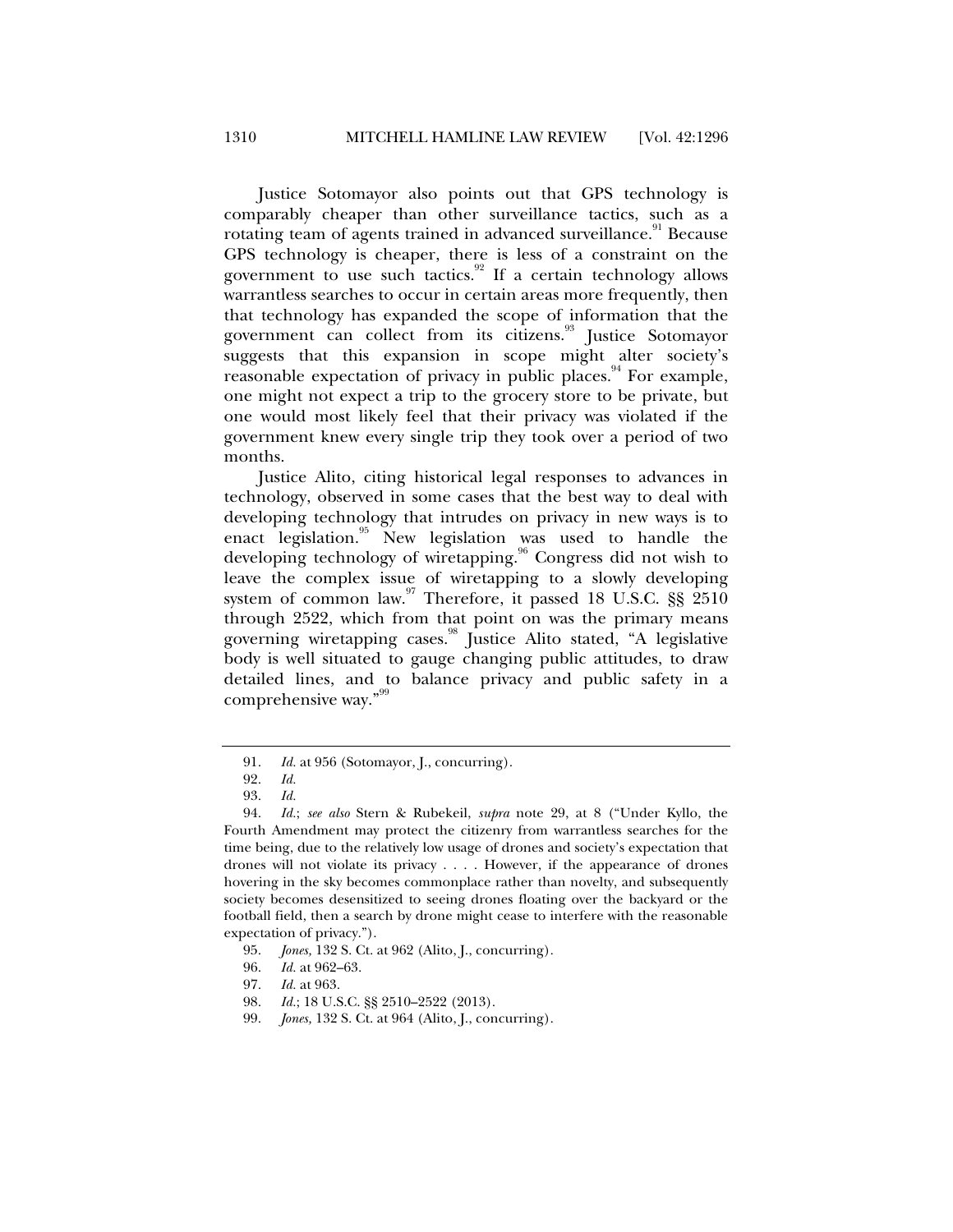Justice Sotomayor also points out that GPS technology is comparably cheaper than other surveillance tactics, such as a rotating team of agents trained in advanced surveillance.[91] Because GPS technology is cheaper, there is less of a constraint on the government to use such tactics.[92] If a certain technology allows warrantless searches to occur in certain areas more frequently, then that technology has expanded the scope of information that the government can collect from its citizens.[93] Justice Sotomayor suggests that this expansion in scope might alter society's reasonable expectation of privacy in public places.[94] For example, one might not expect a trip to the grocery store to be private, but one would most likely feel that their privacy was violated if the government knew every single trip they took over a period of two months.

Justice Alito, citing historical legal responses to advances in technology, observed in some cases that the best way to deal with developing technology that intrudes on privacy in new ways is to enact legislation.[95] New legislation was used to handle the developing technology of wiretapping.[96] Congress did not wish to leave the complex issue of wiretapping to a slowly developing system of common law.[97] Therefore, it passed 18 U.S.C. §§ 2510 through 2522, which from that point on was the primary means governing wiretapping cases.[98] Justice Alito stated, "A legislative body is well situated to gauge changing public attitudes, to draw detailed lines, and to balance privacy and public safety in a comprehensive way."[99]

---

91. *Id.* at 956 (Sotomayor, J., concurring).

92. *Id.*

93. *Id.*

94. *Id.*; *see also* Stern & Rubekeil, *supra* note 29, at 8 ("Under Kyllo, the Fourth Amendment may protect the citizenry from warrantless searches for the time being, due to the relatively low usage of drones and society's expectation that drones will not violate its privacy . . . . However, if the appearance of drones hovering in the sky becomes commonplace rather than novelty, and subsequently society becomes desensitized to seeing drones floating over the backyard or the football field, then a search by drone might cease to interfere with the reasonable expectation of privacy.").

95. *Jones,* 132 S. Ct. at 962 (Alito, J., concurring).

96. *Id.* at 962–63.

97. *Id.* at 963.

98. *Id.*; 18 U.S.C. §§ 2510–2522 (2013).

99. *Jones,* 132 S. Ct. at 964 (Alito, J., concurring).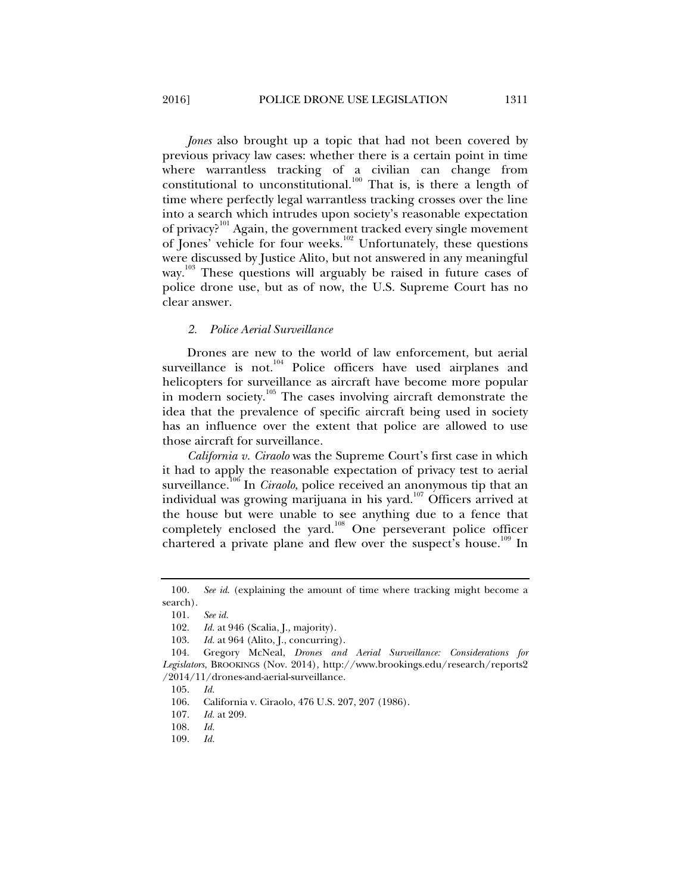*Jones* also brought up a topic that had not been covered by previous privacy law cases: whether there is a certain point in time where warrantless tracking of a civilian can change from constitutional to unconstitutional.[100] That is, is there a length of time where perfectly legal warrantless tracking crosses over the line into a search which intrudes upon society's reasonable expectation of privacy?[101] Again, the government tracked every single movement of Jones' vehicle for four weeks.[102] Unfortunately, these questions were discussed by Justice Alito, but not answered in any meaningful way.[103] These questions will arguably be raised in future cases of police drone use, but as of now, the U.S. Supreme Court has no clear answer.

### *2. Police Aerial Surveillance*

Drones are new to the world of law enforcement, but aerial surveillance is not.[104] Police officers have used airplanes and helicopters for surveillance as aircraft have become more popular in modern society.[105] The cases involving aircraft demonstrate the idea that the prevalence of specific aircraft being used in society has an influence over the extent that police are allowed to use those aircraft for surveillance.

*California v. Ciraolo* was the Supreme Court's first case in which it had to apply the reasonable expectation of privacy test to aerial surveillance.[106] In *Ciraolo*, police received an anonymous tip that an individual was growing marijuana in his yard.[107] Officers arrived at the house but were unable to see anything due to a fence that completely enclosed the yard.[108] One perseverant police officer chartered a private plane and flew over the suspect's house.[109] In

---

100. *See id.* (explaining the amount of time where tracking might become a search).

101. *See id.*

102. *Id.* at 946 (Scalia, J., majority).

103. *Id.* at 964 (Alito, J., concurring).

104. Gregory McNeal, *Drones and Aerial Surveillance: Considerations for Legislators*, BROOKINGS (Nov. 2014), http://www.brookings.edu/research/reports2/2014/11/drones-and-aerial-surveillance.

105. *Id.*

106. California v. Ciraolo, 476 U.S. 207, 207 (1986).

107. *Id.* at 209.

108. *Id.*

109. *Id.*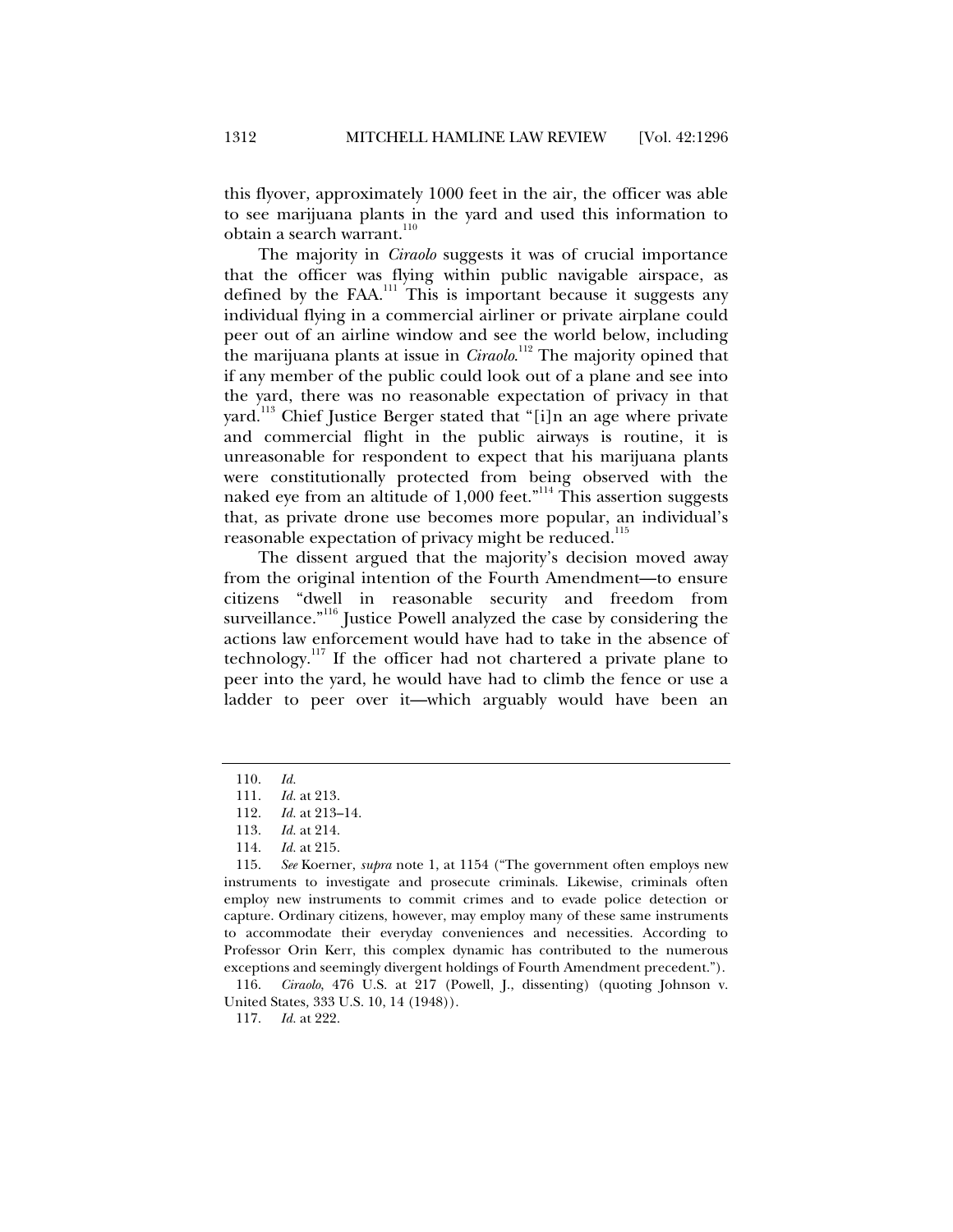this flyover, approximately 1000 feet in the air, the officer was able to see marijuana plants in the yard and used this information to obtain a search warrant.[110]

The majority in *Ciraolo* suggests it was of crucial importance that the officer was flying within public navigable airspace, as defined by the FAA.[111] This is important because it suggests any individual flying in a commercial airliner or private airplane could peer out of an airline window and see the world below, including the marijuana plants at issue in *Ciraolo*.[112] The majority opined that if any member of the public could look out of a plane and see into the yard, there was no reasonable expectation of privacy in that yard.[113] Chief Justice Berger stated that "[i]n an age where private and commercial flight in the public airways is routine, it is unreasonable for respondent to expect that his marijuana plants were constitutionally protected from being observed with the naked eye from an altitude of 1,000 feet."[114] This assertion suggests that, as private drone use becomes more popular, an individual's reasonable expectation of privacy might be reduced.[115]

The dissent argued that the majority's decision moved away from the original intention of the Fourth Amendment—to ensure citizens "dwell in reasonable security and freedom from surveillance."[116] Justice Powell analyzed the case by considering the actions law enforcement would have had to take in the absence of technology.[117] If the officer had not chartered a private plane to peer into the yard, he would have had to climb the fence or use a ladder to peer over it—which arguably would have been an

---

110. *Id.*

111. *Id.* at 213.

112. *Id.* at 213–14.

113. *Id.* at 214.

114. *Id.* at 215.

115. *See* Koerner, *supra* note 1, at 1154 ("The government often employs new instruments to investigate and prosecute criminals. Likewise, criminals often employ new instruments to commit crimes and to evade police detection or capture. Ordinary citizens, however, may employ many of these same instruments to accommodate their everyday conveniences and necessities. According to Professor Orin Kerr, this complex dynamic has contributed to the numerous exceptions and seemingly divergent holdings of Fourth Amendment precedent.").

116. *Ciraolo*, 476 U.S. at 217 (Powell, J., dissenting) (quoting Johnson v. United States, 333 U.S. 10, 14 (1948)).

117. *Id.* at 222.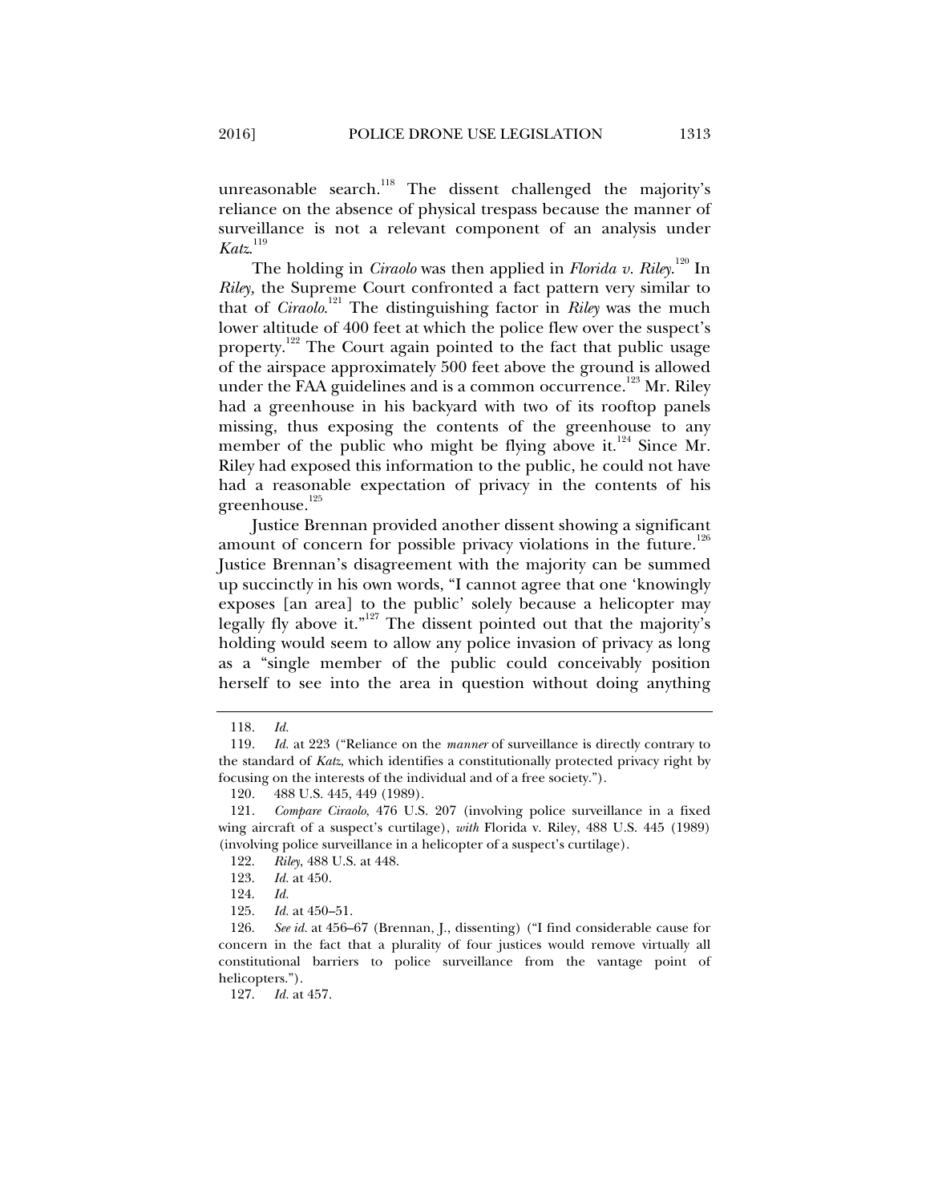unreasonable search.[118] The dissent challenged the majority's reliance on the absence of physical trespass because the manner of surveillance is not a relevant component of an analysis under *Katz*.[119]

The holding in *Ciraolo* was then applied in *Florida v. Riley*.[120] In *Riley,* the Supreme Court confronted a fact pattern very similar to that of *Ciraolo*.[121] The distinguishing factor in *Riley* was the much lower altitude of 400 feet at which the police flew over the suspect's property.[122] The Court again pointed to the fact that public usage of the airspace approximately 500 feet above the ground is allowed under the FAA guidelines and is a common occurrence.[123] Mr. Riley had a greenhouse in his backyard with two of its rooftop panels missing, thus exposing the contents of the greenhouse to any member of the public who might be flying above it.[124] Since Mr. Riley had exposed this information to the public, he could not have had a reasonable expectation of privacy in the contents of his greenhouse.[125]

Justice Brennan provided another dissent showing a significant amount of concern for possible privacy violations in the future.[126] Justice Brennan's disagreement with the majority can be summed up succinctly in his own words, "I cannot agree that one 'knowingly exposes [an area] to the public' solely because a helicopter may legally fly above it."[127] The dissent pointed out that the majority's holding would seem to allow any police invasion of privacy as long as a "single member of the public could conceivably position herself to see into the area in question without doing anything

118. *Id.*

119. *Id.* at 223 ("Reliance on the *manner* of surveillance is directly contrary to the standard of *Katz*, which identifies a constitutionally protected privacy right by focusing on the interests of the individual and of a free society.").

120. 488 U.S. 445, 449 (1989).

121. *Compare Ciraolo*, 476 U.S. 207 (involving police surveillance in a fixed wing aircraft of a suspect's curtilage), *with* Florida v. Riley, 488 U.S. 445 (1989) (involving police surveillance in a helicopter of a suspect's curtilage).

122. *Riley*, 488 U.S. at 448.

123. *Id.* at 450.

124. *Id.*

125. *Id.* at 450–51.

126. *See id.* at 456–67 (Brennan, J., dissenting) ("I find considerable cause for concern in the fact that a plurality of four justices would remove virtually all constitutional barriers to police surveillance from the vantage point of helicopters.").

127. *Id.* at 457.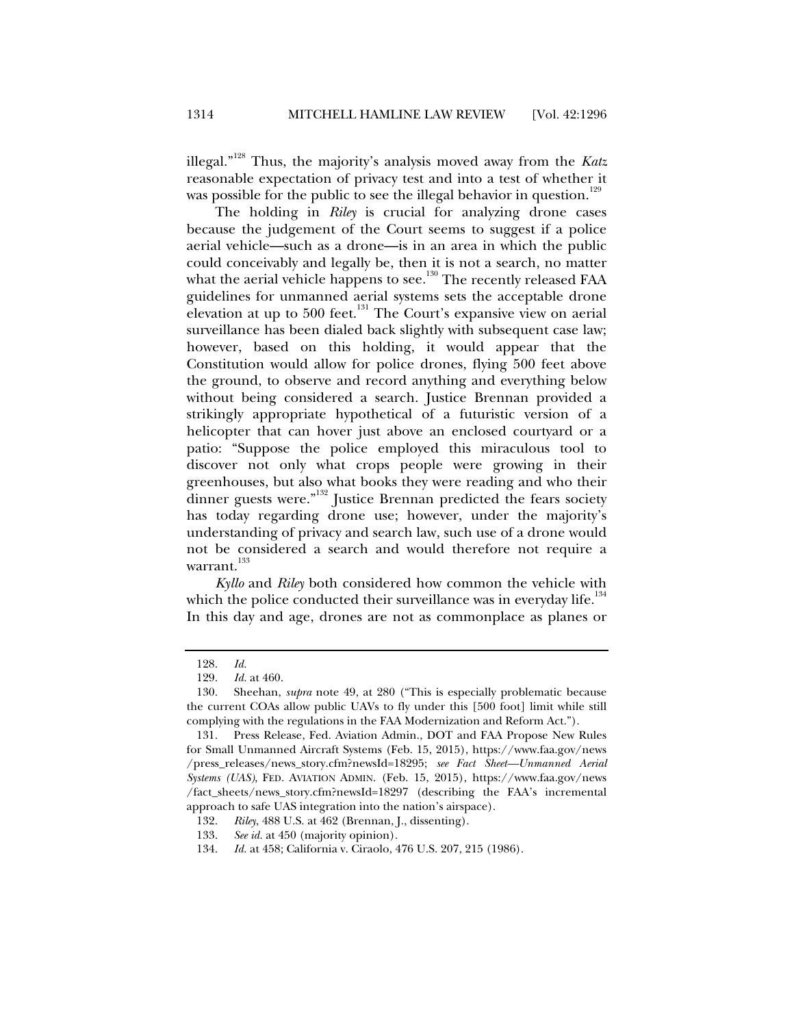illegal."[128] Thus, the majority's analysis moved away from the *Katz* reasonable expectation of privacy test and into a test of whether it was possible for the public to see the illegal behavior in question.[129]

The holding in *Riley* is crucial for analyzing drone cases because the judgement of the Court seems to suggest if a police aerial vehicle—such as a drone—is in an area in which the public could conceivably and legally be, then it is not a search, no matter what the aerial vehicle happens to see.[130] The recently released FAA guidelines for unmanned aerial systems sets the acceptable drone elevation at up to 500 feet.[131] The Court's expansive view on aerial surveillance has been dialed back slightly with subsequent case law; however, based on this holding, it would appear that the Constitution would allow for police drones, flying 500 feet above the ground, to observe and record anything and everything below without being considered a search. Justice Brennan provided a strikingly appropriate hypothetical of a futuristic version of a helicopter that can hover just above an enclosed courtyard or a patio: "Suppose the police employed this miraculous tool to discover not only what crops people were growing in their greenhouses, but also what books they were reading and who their dinner guests were."[132] Justice Brennan predicted the fears society has today regarding drone use; however, under the majority's understanding of privacy and search law, such use of a drone would not be considered a search and would therefore not require a warrant.[133]

*Kyllo* and *Riley* both considered how common the vehicle with which the police conducted their surveillance was in everyday life.[134] In this day and age, drones are not as commonplace as planes or

---

128. *Id.*

129. *Id.* at 460.

130. Sheehan, *supra* note 49, at 280 ("This is especially problematic because the current COAs allow public UAVs to fly under this [500 foot] limit while still complying with the regulations in the FAA Modernization and Reform Act.").

131. Press Release, Fed. Aviation Admin., DOT and FAA Propose New Rules for Small Unmanned Aircraft Systems (Feb. 15, 2015), https://www.faa.gov/news/press_releases/news_story.cfm?newsId=18295; *see Fact Sheet—Unmanned Aerial Systems (UAS)*, FED. AVIATION ADMIN. (Feb. 15, 2015), https://www.faa.gov/news/fact_sheets/news_story.cfm?newsId=18297 (describing the FAA's incremental approach to safe UAS integration into the nation's airspace).

132. *Riley*, 488 U.S. at 462 (Brennan, J., dissenting).

133. *See id.* at 450 (majority opinion).

134. *Id.* at 458; California v. Ciraolo, 476 U.S. 207, 215 (1986).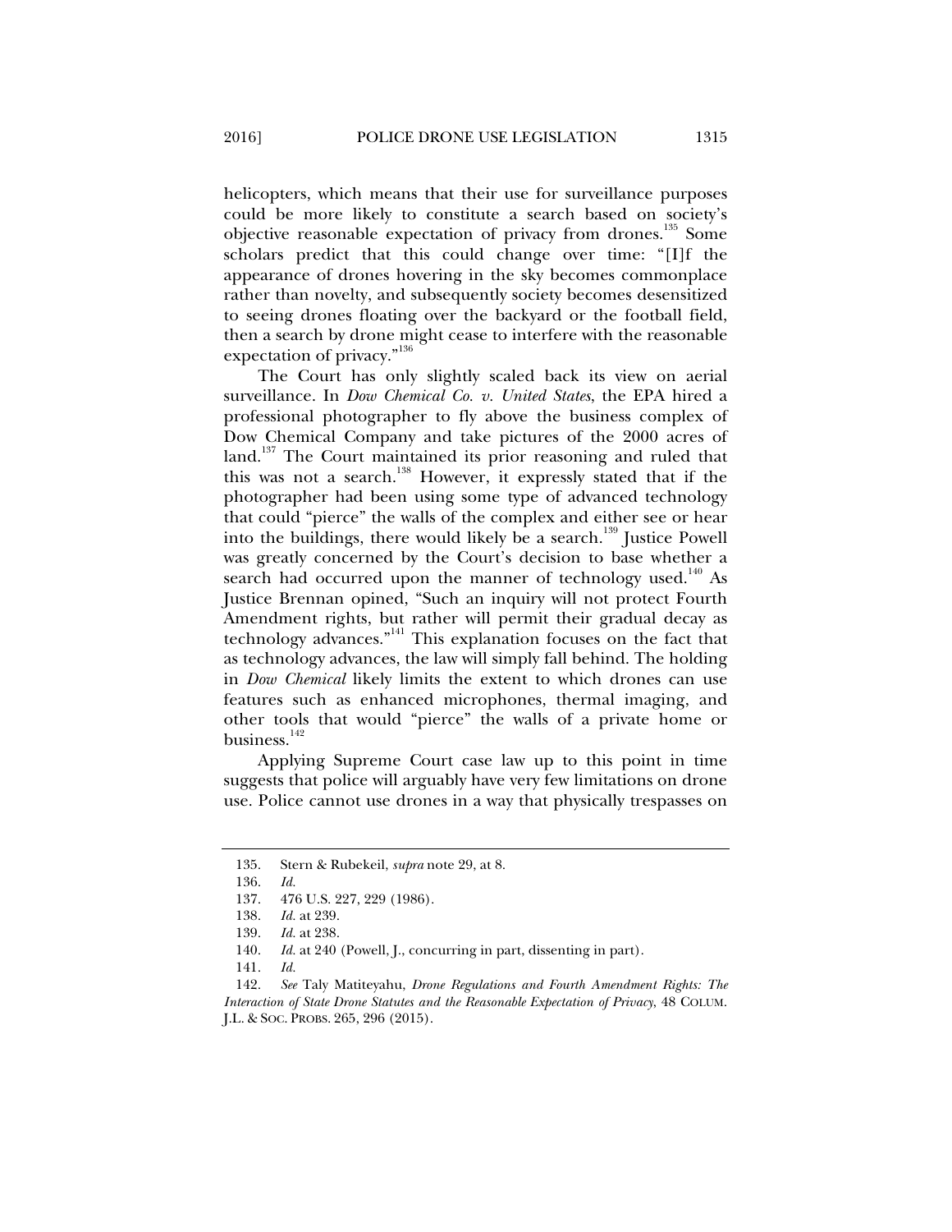helicopters, which means that their use for surveillance purposes could be more likely to constitute a search based on society's objective reasonable expectation of privacy from drones.[135] Some scholars predict that this could change over time: "[I]f the appearance of drones hovering in the sky becomes commonplace rather than novelty, and subsequently society becomes desensitized to seeing drones floating over the backyard or the football field, then a search by drone might cease to interfere with the reasonable expectation of privacy."[136]

The Court has only slightly scaled back its view on aerial surveillance. In *Dow Chemical Co. v. United States*, the EPA hired a professional photographer to fly above the business complex of Dow Chemical Company and take pictures of the 2000 acres of land.[137] The Court maintained its prior reasoning and ruled that this was not a search.[138] However, it expressly stated that if the photographer had been using some type of advanced technology that could "pierce" the walls of the complex and either see or hear into the buildings, there would likely be a search.[139] Justice Powell was greatly concerned by the Court's decision to base whether a search had occurred upon the manner of technology used.[140] As Justice Brennan opined, "Such an inquiry will not protect Fourth Amendment rights, but rather will permit their gradual decay as technology advances."[141] This explanation focuses on the fact that as technology advances, the law will simply fall behind. The holding in *Dow Chemical* likely limits the extent to which drones can use features such as enhanced microphones, thermal imaging, and other tools that would "pierce" the walls of a private home or business.[142]

Applying Supreme Court case law up to this point in time suggests that police will arguably have very few limitations on drone use. Police cannot use drones in a way that physically trespasses on

---

135. Stern & Rubekeil, *supra* note 29, at 8.

136. *Id.*

137. 476 U.S. 227, 229 (1986).

138. *Id.* at 239.

139. *Id.* at 238.

140. *Id.* at 240 (Powell, J., concurring in part, dissenting in part).

141. *Id.*

142. *See* Taly Matiteyahu, *Drone Regulations and Fourth Amendment Rights: The Interaction of State Drone Statutes and the Reasonable Expectation of Privacy*, 48 COLUM. J.L. & SOC. PROBS. 265, 296 (2015).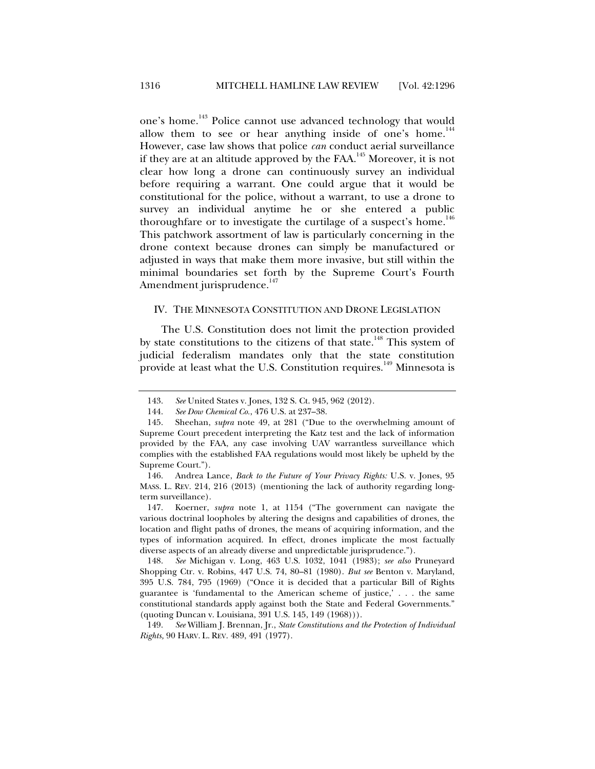one's home.[143] Police cannot use advanced technology that would allow them to see or hear anything inside of one's home.[144] However, case law shows that police *can* conduct aerial surveillance if they are at an altitude approved by the FAA.[145] Moreover, it is not clear how long a drone can continuously survey an individual before requiring a warrant. One could argue that it would be constitutional for the police, without a warrant, to use a drone to survey an individual anytime he or she entered a public thoroughfare or to investigate the curtilage of a suspect's home.[146] This patchwork assortment of law is particularly concerning in the drone context because drones can simply be manufactured or adjusted in ways that make them more invasive, but still within the minimal boundaries set forth by the Supreme Court's Fourth Amendment jurisprudence.[147]

## IV. THE MINNESOTA CONSTITUTION AND DRONE LEGISLATION

The U.S. Constitution does not limit the protection provided by state constitutions to the citizens of that state.[148] This system of judicial federalism mandates only that the state constitution provide at least what the U.S. Constitution requires.[149] Minnesota is

---

143. *See* United States v. Jones, 132 S. Ct. 945, 962 (2012).

144. *See Dow Chemical Co.*, 476 U.S. at 237–38.

145. Sheehan, *supra* note 49, at 281 ("Due to the overwhelming amount of Supreme Court precedent interpreting the Katz test and the lack of information provided by the FAA, any case involving UAV warrantless surveillance which complies with the established FAA regulations would most likely be upheld by the Supreme Court.").

146. Andrea Lance, *Back to the Future of Your Privacy Rights:* U.S. v. Jones, 95 MASS. L. REV. 214, 216 (2013) (mentioning the lack of authority regarding long-term surveillance).

147. Koerner, *supra* note 1, at 1154 ("The government can navigate the various doctrinal loopholes by altering the designs and capabilities of drones, the location and flight paths of drones, the means of acquiring information, and the types of information acquired. In effect, drones implicate the most factually diverse aspects of an already diverse and unpredictable jurisprudence.").

148. *See* Michigan v. Long, 463 U.S. 1032, 1041 (1983); *see also* Pruneyard Shopping Ctr. v. Robins, 447 U.S. 74, 80–81 (1980). *But see* Benton v. Maryland, 395 U.S. 784, 795 (1969) ("Once it is decided that a particular Bill of Rights guarantee is 'fundamental to the American scheme of justice,' . . . the same constitutional standards apply against both the State and Federal Governments." (quoting Duncan v. Louisiana, 391 U.S. 145, 149 (1968))).

149. *See* William J. Brennan, Jr., *State Constitutions and the Protection of Individual Rights,* 90 HARV. L. REV. 489, 491 (1977).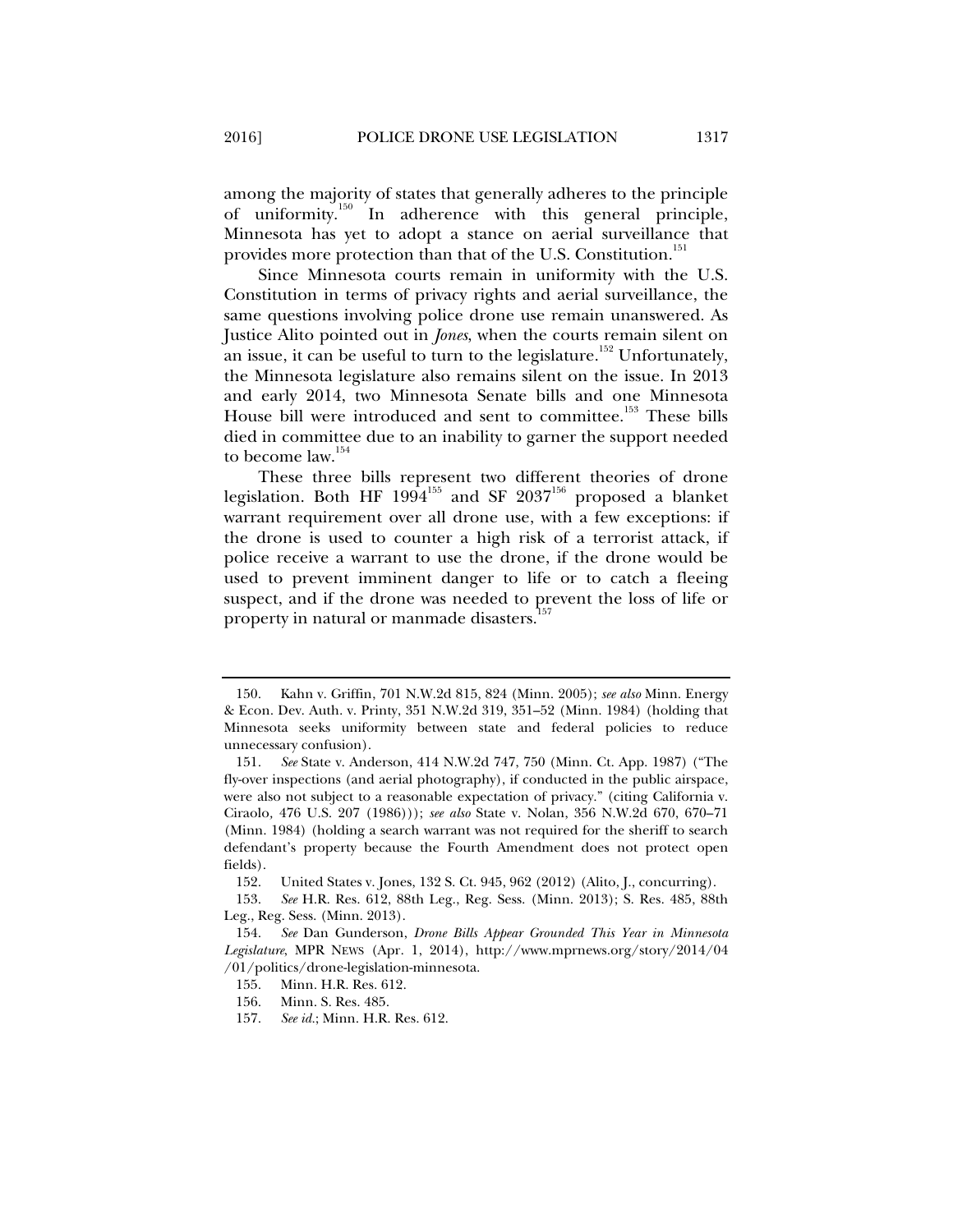among the majority of states that generally adheres to the principle of uniformity.[150] In adherence with this general principle, Minnesota has yet to adopt a stance on aerial surveillance that provides more protection than that of the U.S. Constitution.[151]

Since Minnesota courts remain in uniformity with the U.S. Constitution in terms of privacy rights and aerial surveillance, the same questions involving police drone use remain unanswered. As Justice Alito pointed out in *Jones*, when the courts remain silent on an issue, it can be useful to turn to the legislature.[152] Unfortunately, the Minnesota legislature also remains silent on the issue. In 2013 and early 2014, two Minnesota Senate bills and one Minnesota House bill were introduced and sent to committee.[153] These bills died in committee due to an inability to garner the support needed to become law.[154]

These three bills represent two different theories of drone legislation. Both HF 1994[155] and SF 2037[156] proposed a blanket warrant requirement over all drone use, with a few exceptions: if the drone is used to counter a high risk of a terrorist attack, if police receive a warrant to use the drone, if the drone would be used to prevent imminent danger to life or to catch a fleeing suspect, and if the drone was needed to prevent the loss of life or property in natural or manmade disasters.[157]

---

150. Kahn v. Griffin, 701 N.W.2d 815, 824 (Minn. 2005); *see also* Minn. Energy & Econ. Dev. Auth. v. Printy, 351 N.W.2d 319, 351–52 (Minn. 1984) (holding that Minnesota seeks uniformity between state and federal policies to reduce unnecessary confusion).

151. *See* State v. Anderson, 414 N.W.2d 747, 750 (Minn. Ct. App. 1987) ("The fly-over inspections (and aerial photography), if conducted in the public airspace, were also not subject to a reasonable expectation of privacy." (citing California v. Ciraolo, 476 U.S. 207 (1986))); *see also* State v. Nolan, 356 N.W.2d 670, 670–71 (Minn. 1984) (holding a search warrant was not required for the sheriff to search defendant's property because the Fourth Amendment does not protect open fields).

152. United States v. Jones, 132 S. Ct. 945, 962 (2012) (Alito, J., concurring).

153. *See* H.R. Res. 612, 88th Leg., Reg. Sess. (Minn. 2013); S. Res. 485, 88th Leg., Reg. Sess. (Minn. 2013).

154. *See* Dan Gunderson, *Drone Bills Appear Grounded This Year in Minnesota Legislature*, MPR NEWS (Apr. 1, 2014), http://www.mprnews.org/story/2014/04/01/politics/drone-legislation-minnesota.

155. Minn. H.R. Res. 612.

156. Minn. S. Res. 485.

157. *See id.*; Minn. H.R. Res. 612.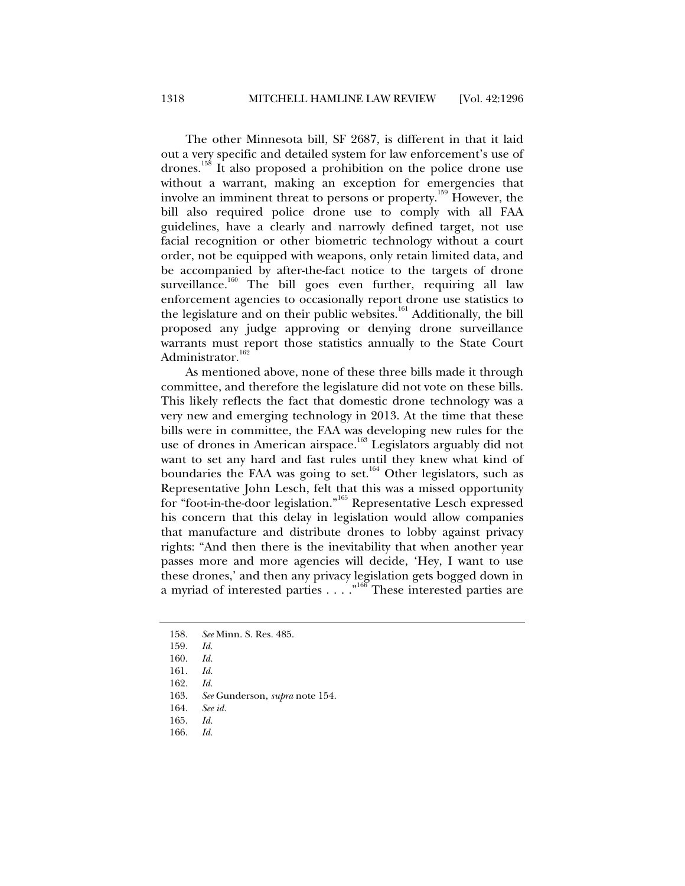The other Minnesota bill, SF 2687, is different in that it laid out a very specific and detailed system for law enforcement's use of drones.[158] It also proposed a prohibition on the police drone use without a warrant, making an exception for emergencies that involve an imminent threat to persons or property.[159] However, the bill also required police drone use to comply with all FAA guidelines, have a clearly and narrowly defined target, not use facial recognition or other biometric technology without a court order, not be equipped with weapons, only retain limited data, and be accompanied by after-the-fact notice to the targets of drone surveillance.[160] The bill goes even further, requiring all law enforcement agencies to occasionally report drone use statistics to the legislature and on their public websites.[161] Additionally, the bill proposed any judge approving or denying drone surveillance warrants must report those statistics annually to the State Court Administrator.[162]

As mentioned above, none of these three bills made it through committee, and therefore the legislature did not vote on these bills. This likely reflects the fact that domestic drone technology was a very new and emerging technology in 2013. At the time that these bills were in committee, the FAA was developing new rules for the use of drones in American airspace.[163] Legislators arguably did not want to set any hard and fast rules until they knew what kind of boundaries the FAA was going to set.[164] Other legislators, such as Representative John Lesch, felt that this was a missed opportunity for "foot-in-the-door legislation."[165] Representative Lesch expressed his concern that this delay in legislation would allow companies that manufacture and distribute drones to lobby against privacy rights: "And then there is the inevitability that when another year passes more and more agencies will decide, 'Hey, I want to use these drones,' and then any privacy legislation gets bogged down in a myriad of interested parties . . . ."[166] These interested parties are

---

158. *See* Minn. S. Res. 485.

159. *Id.*

160. *Id.*

161. *Id.*

162. *Id.*

163. *See* Gunderson, *supra* note 154.

164. *See id.*

165. *Id.*

166. *Id.*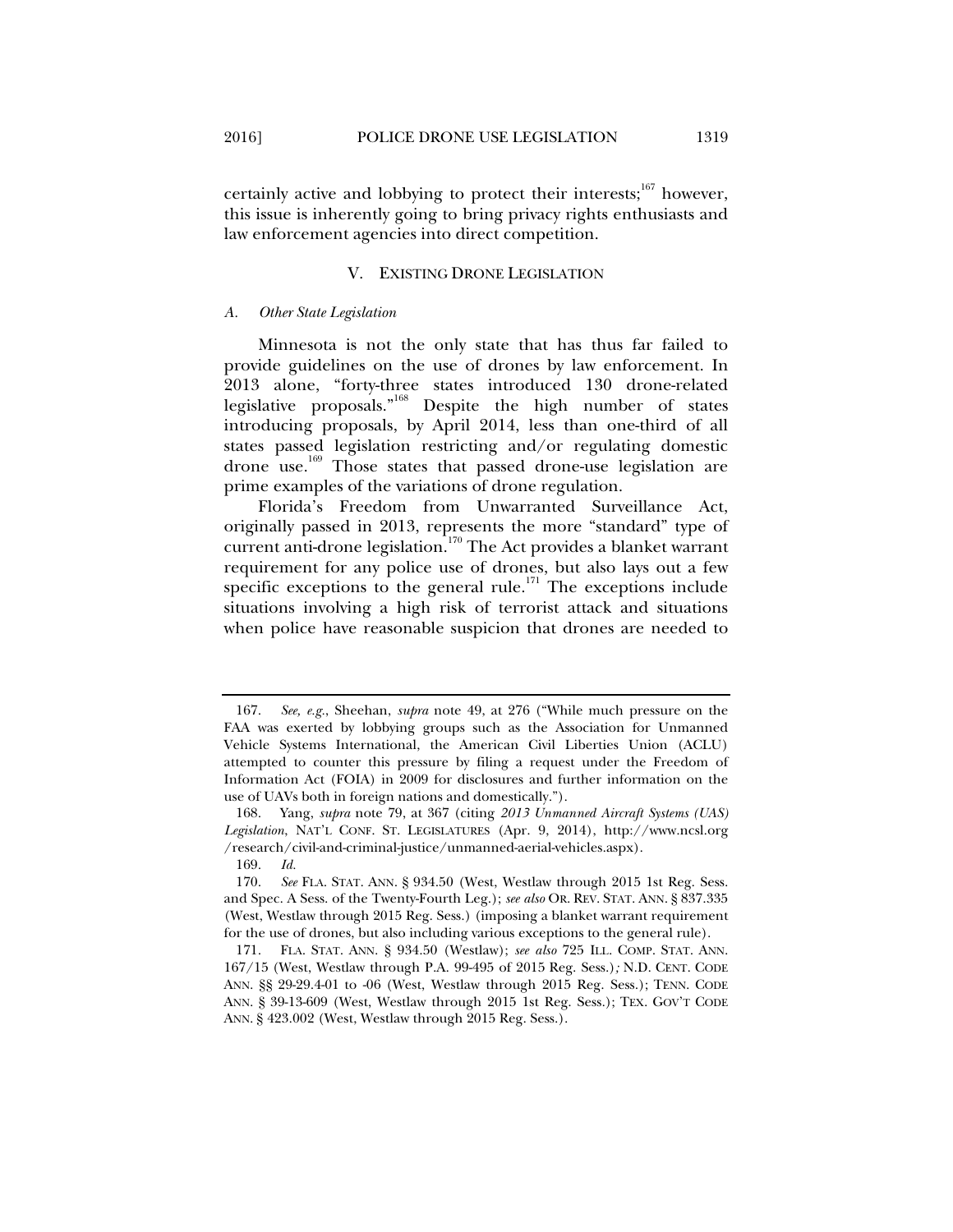certainly active and lobbying to protect their interests;[167] however, this issue is inherently going to bring privacy rights enthusiasts and law enforcement agencies into direct competition.

## V. EXISTING DRONE LEGISLATION

### *A. Other State Legislation*

Minnesota is not the only state that has thus far failed to provide guidelines on the use of drones by law enforcement. In 2013 alone, "forty-three states introduced 130 drone-related legislative proposals."[168] Despite the high number of states introducing proposals, by April 2014, less than one-third of all states passed legislation restricting and/or regulating domestic drone use.[169] Those states that passed drone-use legislation are prime examples of the variations of drone regulation.

Florida's Freedom from Unwarranted Surveillance Act, originally passed in 2013, represents the more "standard" type of current anti-drone legislation.[170] The Act provides a blanket warrant requirement for any police use of drones, but also lays out a few specific exceptions to the general rule.[171] The exceptions include situations involving a high risk of terrorist attack and situations when police have reasonable suspicion that drones are needed to

---

167. *See, e.g.*, Sheehan, *supra* note 49, at 276 ("While much pressure on the FAA was exerted by lobbying groups such as the Association for Unmanned Vehicle Systems International, the American Civil Liberties Union (ACLU) attempted to counter this pressure by filing a request under the Freedom of Information Act (FOIA) in 2009 for disclosures and further information on the use of UAVs both in foreign nations and domestically.").

168. Yang, *supra* note 79, at 367 (citing *2013 Unmanned Aircraft Systems (UAS) Legislation*, NAT'L CONF. ST. LEGISLATURES (Apr. 9, 2014), http://www.ncsl.org/research/civil-and-criminal-justice/unmanned-aerial-vehicles.aspx).

169. *Id.*

170. *See* FLA. STAT. ANN. § 934.50 (West, Westlaw through 2015 1st Reg. Sess. and Spec. A Sess. of the Twenty-Fourth Leg.); *see also* OR. REV. STAT. ANN. § 837.335 (West, Westlaw through 2015 Reg. Sess.) (imposing a blanket warrant requirement for the use of drones, but also including various exceptions to the general rule).

171. FLA. STAT. ANN. § 934.50 (Westlaw); *see also* 725 ILL. COMP. STAT. ANN. 167/15 (West, Westlaw through P.A. 99-495 of 2015 Reg. Sess.)*;* N.D. CENT. CODE ANN. §§ 29-29.4-01 to -06 (West, Westlaw through 2015 Reg. Sess.); TENN. CODE ANN. § 39-13-609 (West, Westlaw through 2015 1st Reg. Sess.); TEX. GOV'T CODE ANN. § 423.002 (West, Westlaw through 2015 Reg. Sess.).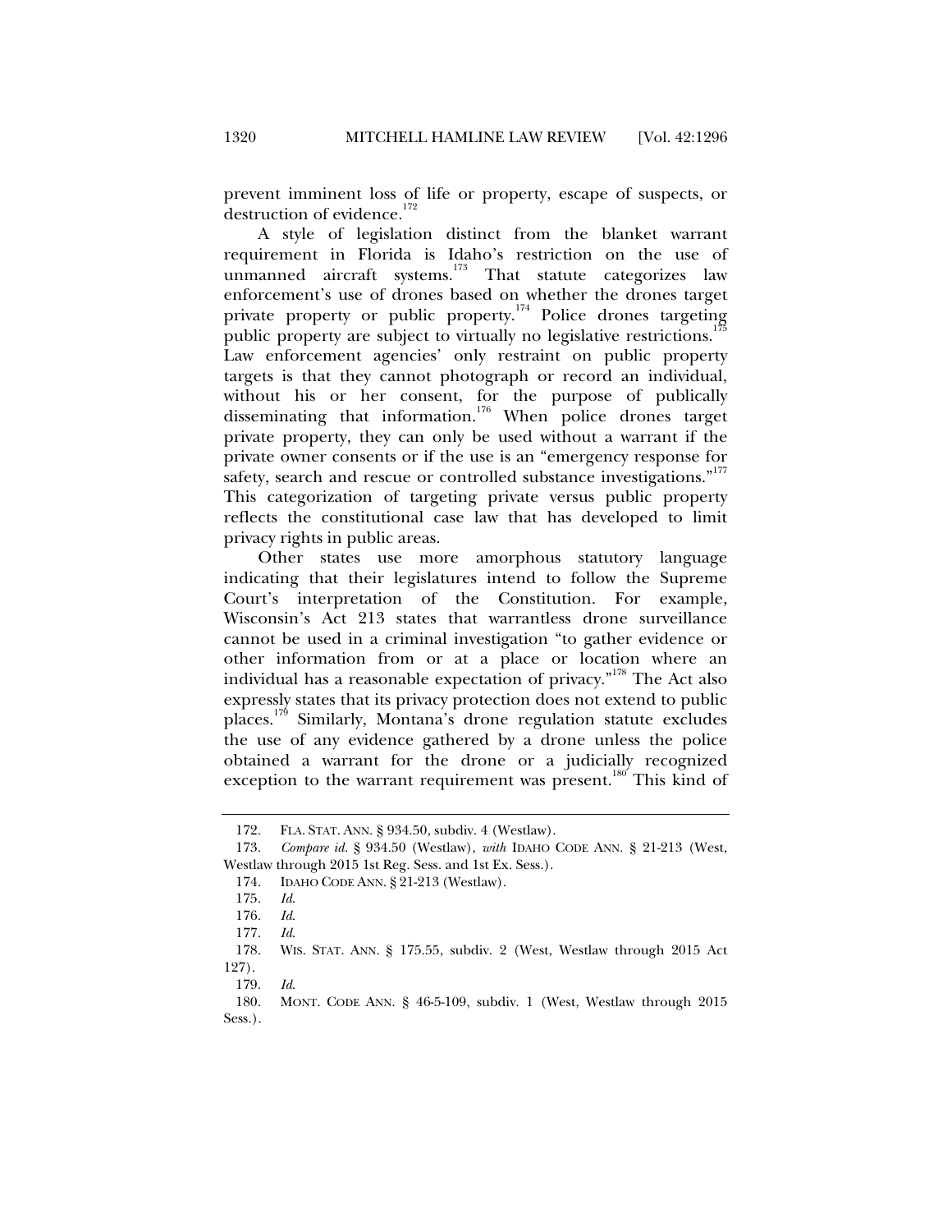prevent imminent loss of life or property, escape of suspects, or destruction of evidence.[172]

A style of legislation distinct from the blanket warrant requirement in Florida is Idaho's restriction on the use of unmanned aircraft systems.[173] That statute categorizes law enforcement's use of drones based on whether the drones target private property or public property.[174] Police drones targeting public property are subject to virtually no legislative restrictions.[175] Law enforcement agencies' only restraint on public property targets is that they cannot photograph or record an individual, without his or her consent, for the purpose of publically disseminating that information.[176] When police drones target private property, they can only be used without a warrant if the private owner consents or if the use is an "emergency response for safety, search and rescue or controlled substance investigations."[177] This categorization of targeting private versus public property reflects the constitutional case law that has developed to limit privacy rights in public areas.

Other states use more amorphous statutory language indicating that their legislatures intend to follow the Supreme Court's interpretation of the Constitution. For example, Wisconsin's Act 213 states that warrantless drone surveillance cannot be used in a criminal investigation "to gather evidence or other information from or at a place or location where an individual has a reasonable expectation of privacy."[178] The Act also expressly states that its privacy protection does not extend to public places.[179] Similarly, Montana's drone regulation statute excludes the use of any evidence gathered by a drone unless the police obtained a warrant for the drone or a judicially recognized exception to the warrant requirement was present.[180] This kind of

---

172. FLA. STAT. ANN. § 934.50, subdiv. 4 (Westlaw).

173. *Compare id.* § 934.50 (Westlaw), *with* IDAHO CODE ANN. § 21-213 (West, Westlaw through 2015 1st Reg. Sess. and 1st Ex. Sess.).

174. IDAHO CODE ANN. § 21-213 (Westlaw).

175. *Id.*

176. *Id.*

177. *Id.*

178. WIS. STAT. ANN. § 175.55, subdiv. 2 (West, Westlaw through 2015 Act 127).

179. *Id.*

180. MONT. CODE ANN. § 46-5-109, subdiv. 1 (West, Westlaw through 2015 Sess.).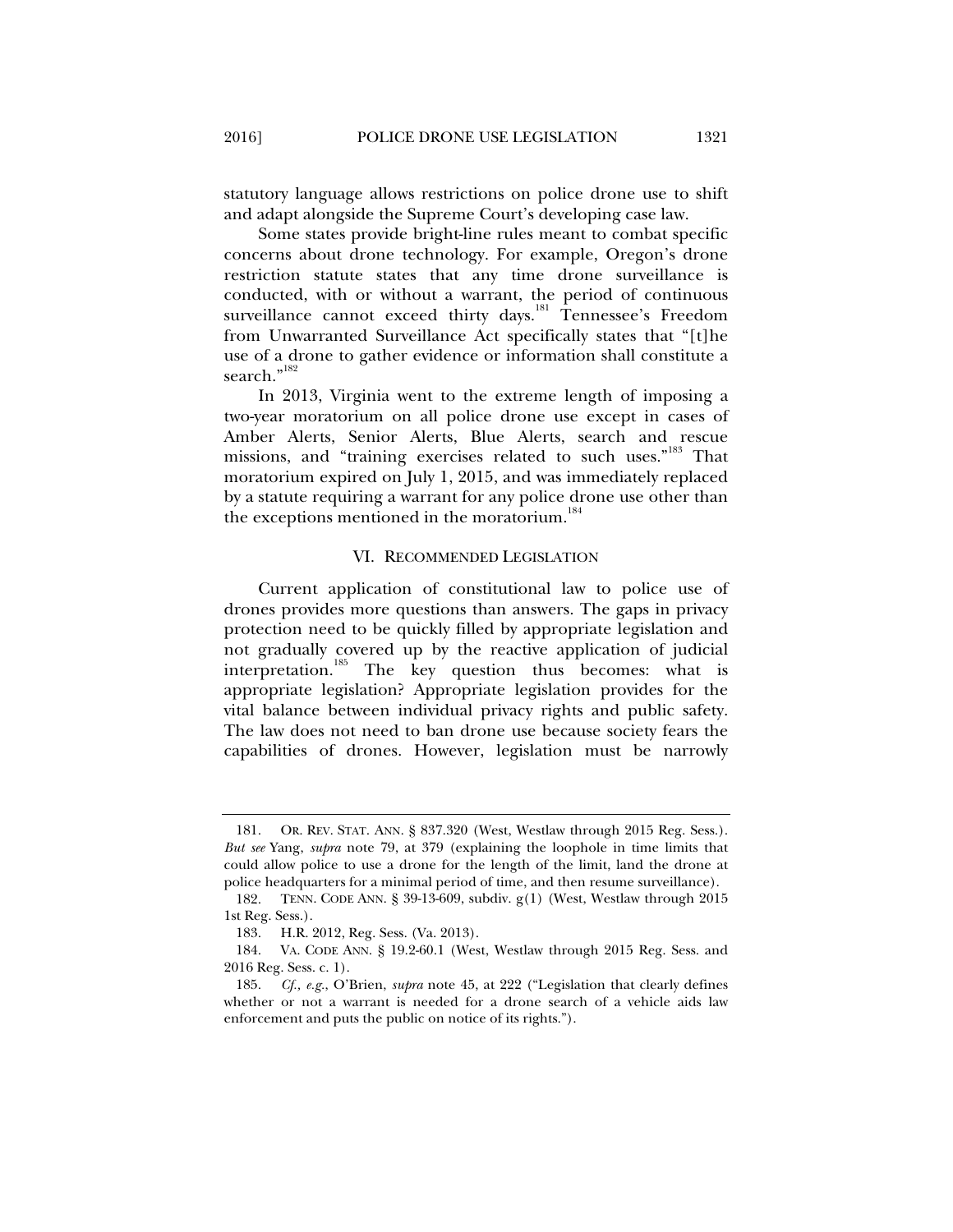statutory language allows restrictions on police drone use to shift and adapt alongside the Supreme Court's developing case law.

Some states provide bright-line rules meant to combat specific concerns about drone technology. For example, Oregon's drone restriction statute states that any time drone surveillance is conducted, with or without a warrant, the period of continuous surveillance cannot exceed thirty days.[181] Tennessee's Freedom from Unwarranted Surveillance Act specifically states that "[t]he use of a drone to gather evidence or information shall constitute a search."[182]

In 2013, Virginia went to the extreme length of imposing a two-year moratorium on all police drone use except in cases of Amber Alerts, Senior Alerts, Blue Alerts, search and rescue missions, and "training exercises related to such uses."[183] That moratorium expired on July 1, 2015, and was immediately replaced by a statute requiring a warrant for any police drone use other than the exceptions mentioned in the moratorium.[184]

## VI. RECOMMENDED LEGISLATION

Current application of constitutional law to police use of drones provides more questions than answers. The gaps in privacy protection need to be quickly filled by appropriate legislation and not gradually covered up by the reactive application of judicial interpretation.[185] The key question thus becomes: what is appropriate legislation? Appropriate legislation provides for the vital balance between individual privacy rights and public safety. The law does not need to ban drone use because society fears the capabilities of drones. However, legislation must be narrowly

---

181. OR. REV. STAT. ANN. § 837.320 (West, Westlaw through 2015 Reg. Sess.). *But see* Yang, *supra* note 79, at 379 (explaining the loophole in time limits that could allow police to use a drone for the length of the limit, land the drone at police headquarters for a minimal period of time, and then resume surveillance).

182. TENN. CODE ANN. § 39-13-609, subdiv. g(1) (West, Westlaw through 2015 1st Reg. Sess.).

183. H.R. 2012, Reg. Sess. (Va. 2013).

184. VA. CODE ANN. § 19.2-60.1 (West, Westlaw through 2015 Reg. Sess. and 2016 Reg. Sess. c. 1).

185. *Cf., e.g.*, O'Brien, *supra* note 45, at 222 ("Legislation that clearly defines whether or not a warrant is needed for a drone search of a vehicle aids law enforcement and puts the public on notice of its rights.").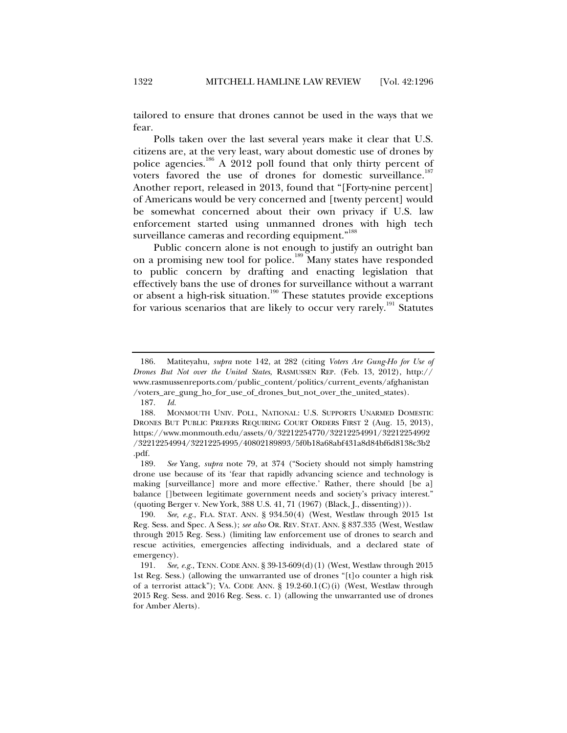tailored to ensure that drones cannot be used in the ways that we fear.

Polls taken over the last several years make it clear that U.S. citizens are, at the very least, wary about domestic use of drones by police agencies.[186] A 2012 poll found that only thirty percent of voters favored the use of drones for domestic surveillance.[187] Another report, released in 2013, found that "[Forty-nine percent] of Americans would be very concerned and [twenty percent] would be somewhat concerned about their own privacy if U.S. law enforcement started using unmanned drones with high tech surveillance cameras and recording equipment."[188]

Public concern alone is not enough to justify an outright ban on a promising new tool for police.[189] Many states have responded to public concern by drafting and enacting legislation that effectively bans the use of drones for surveillance without a warrant or absent a high-risk situation.[190] These statutes provide exceptions for various scenarios that are likely to occur very rarely.[191] Statutes

---

186. Matiteyahu, *supra* note 142, at 282 (citing *Voters Are Gung-Ho for Use of Drones But Not over the United States*, RASMUSSEN REP. (Feb. 13, 2012), http://www.rasmussenreports.com/public_content/politics/current_events/afghanistan/voters_are_gung_ho_for_use_of_drones_but_not_over_the_united_states).

187. *Id.*

188. MONMOUTH UNIV. POLL, NATIONAL: U.S. SUPPORTS UNARMED DOMESTIC DRONES BUT PUBLIC PREFERS REQUIRING COURT ORDERS FIRST 2 (Aug. 15, 2013), https://www.monmouth.edu/assets/0/32212254770/32212254991/32212254992/32212254994/32212254995/40802189893/5f0b18a68abf431a8d84bf6d8138c3b2.pdf.

189. *See* Yang, *supra* note 79, at 374 ("Society should not simply hamstring drone use because of its 'fear that rapidly advancing science and technology is making [surveillance] more and more effective.' Rather, there should [be a] balance []between legitimate government needs and society's privacy interest." (quoting Berger v. New York, 388 U.S. 41, 71 (1967) (Black, J., dissenting))).

190. *See, e.g.*, FLA. STAT. ANN. § 934.50(4) (West, Westlaw through 2015 1st Reg. Sess. and Spec. A Sess.); *see also* OR. REV. STAT. ANN. § 837.335 (West, Westlaw through 2015 Reg. Sess.) (limiting law enforcement use of drones to search and rescue activities, emergencies affecting individuals, and a declared state of emergency).

191. *See, e.g.*, TENN. CODE ANN. § 39-13-609(d)(1) (West, Westlaw through 2015 1st Reg. Sess.) (allowing the unwarranted use of drones "[t]o counter a high risk of a terrorist attack"); VA. CODE ANN. § 19.2-60.1(C)(i) (West, Westlaw through 2015 Reg. Sess. and 2016 Reg. Sess. c. 1) (allowing the unwarranted use of drones for Amber Alerts).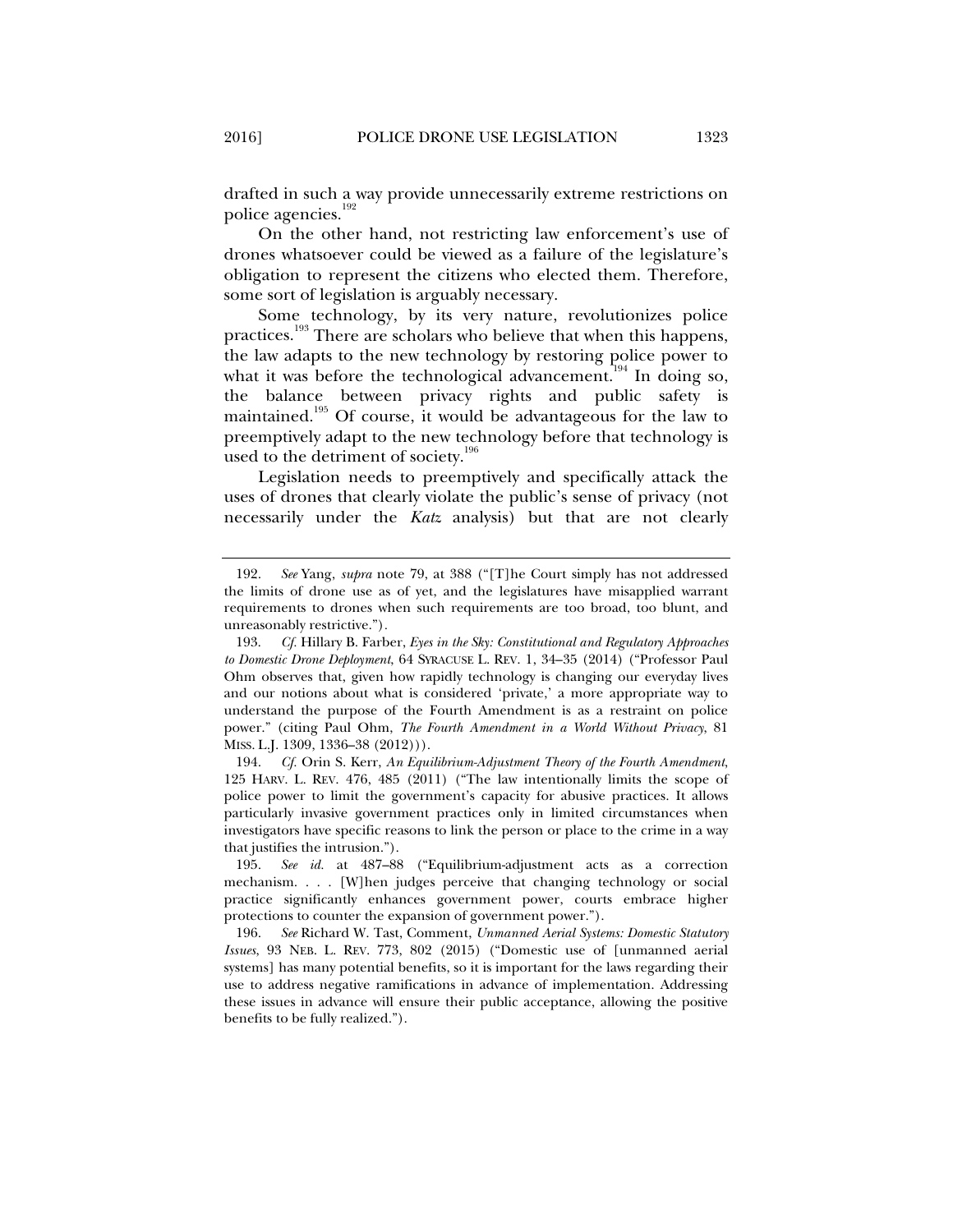drafted in such a way provide unnecessarily extreme restrictions on police agencies.[192]

On the other hand, not restricting law enforcement's use of drones whatsoever could be viewed as a failure of the legislature's obligation to represent the citizens who elected them. Therefore, some sort of legislation is arguably necessary.

Some technology, by its very nature, revolutionizes police practices.[193] There are scholars who believe that when this happens, the law adapts to the new technology by restoring police power to what it was before the technological advancement.[194] In doing so, the balance between privacy rights and public safety is maintained.[195] Of course, it would be advantageous for the law to preemptively adapt to the new technology before that technology is used to the detriment of society.[196]

Legislation needs to preemptively and specifically attack the uses of drones that clearly violate the public's sense of privacy (not necessarily under the *Katz* analysis) but that are not clearly

---

192. *See* Yang, *supra* note 79, at 388 ("[T]he Court simply has not addressed the limits of drone use as of yet, and the legislatures have misapplied warrant requirements to drones when such requirements are too broad, too blunt, and unreasonably restrictive.").

193. *Cf.* Hillary B. Farber, *Eyes in the Sky: Constitutional and Regulatory Approaches to Domestic Drone Deployment*, 64 SYRACUSE L. REV. 1, 34–35 (2014) ("Professor Paul Ohm observes that, given how rapidly technology is changing our everyday lives and our notions about what is considered 'private,' a more appropriate way to understand the purpose of the Fourth Amendment is as a restraint on police power." (citing Paul Ohm, *The Fourth Amendment in a World Without Privacy*, 81 MISS. L.J. 1309, 1336–38 (2012))).

194. *Cf.* Orin S. Kerr, *An Equilibrium-Adjustment Theory of the Fourth Amendment*, 125 HARV. L. REV. 476, 485 (2011) ("The law intentionally limits the scope of police power to limit the government's capacity for abusive practices. It allows particularly invasive government practices only in limited circumstances when investigators have specific reasons to link the person or place to the crime in a way that justifies the intrusion.").

195. *See id.* at 487–88 ("Equilibrium-adjustment acts as a correction mechanism. . . . [W]hen judges perceive that changing technology or social practice significantly enhances government power, courts embrace higher protections to counter the expansion of government power.").

196. *See* Richard W. Tast, Comment, *Unmanned Aerial Systems: Domestic Statutory Issues*, 93 NEB. L. REV. 773, 802 (2015) ("Domestic use of [unmanned aerial systems] has many potential benefits, so it is important for the laws regarding their use to address negative ramifications in advance of implementation. Addressing these issues in advance will ensure their public acceptance, allowing the positive benefits to be fully realized.").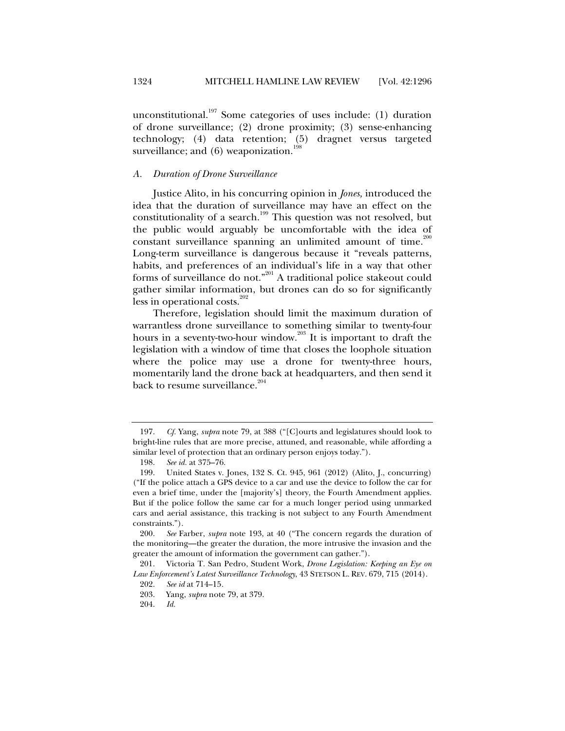unconstitutional.[197] Some categories of uses include: (1) duration of drone surveillance; (2) drone proximity; (3) sense-enhancing technology; (4) data retention; (5) dragnet versus targeted surveillance; and (6) weaponization.[198]

### *A. Duration of Drone Surveillance*

Justice Alito, in his concurring opinion in *Jones,* introduced the idea that the duration of surveillance may have an effect on the constitutionality of a search.[199] This question was not resolved, but the public would arguably be uncomfortable with the idea of constant surveillance spanning an unlimited amount of time.[200] Long-term surveillance is dangerous because it "reveals patterns, habits, and preferences of an individual's life in a way that other forms of surveillance do not."[201] A traditional police stakeout could gather similar information, but drones can do so for significantly less in operational costs.[202]

Therefore, legislation should limit the maximum duration of warrantless drone surveillance to something similar to twenty-four hours in a seventy-two-hour window.[203] It is important to draft the legislation with a window of time that closes the loophole situation where the police may use a drone for twenty-three hours, momentarily land the drone back at headquarters, and then send it back to resume surveillance.[204]

---

197. *Cf.* Yang, *supra* note 79, at 388 ("[C]ourts and legislatures should look to bright-line rules that are more precise, attuned, and reasonable, while affording a similar level of protection that an ordinary person enjoys today.").

198. *See id.* at 375–76.

199. United States v. Jones, 132 S. Ct. 945, 961 (2012) (Alito, J., concurring) ("If the police attach a GPS device to a car and use the device to follow the car for even a brief time, under the [majority's] theory, the Fourth Amendment applies. But if the police follow the same car for a much longer period using unmarked cars and aerial assistance, this tracking is not subject to any Fourth Amendment constraints.").

200. *See* Farber, *supra* note 193, at 40 ("The concern regards the duration of the monitoring—the greater the duration, the more intrusive the invasion and the greater the amount of information the government can gather.").

201. Victoria T. San Pedro, Student Work, *Drone Legislation: Keeping an Eye on Law Enforcement's Latest Surveillance Technology*, 43 STETSON L. REV. 679, 715 (2014).

202. *See id* at 714–15.

203. Yang, *supra* note 79, at 379.

204. *Id.*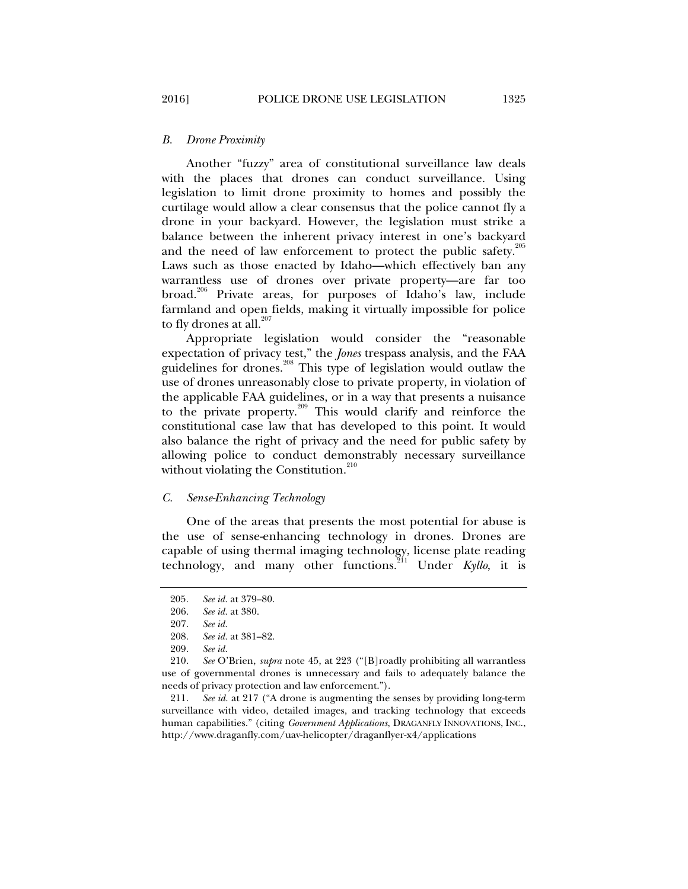### *B. Drone Proximity*

Another "fuzzy" area of constitutional surveillance law deals with the places that drones can conduct surveillance. Using legislation to limit drone proximity to homes and possibly the curtilage would allow a clear consensus that the police cannot fly a drone in your backyard. However, the legislation must strike a balance between the inherent privacy interest in one's backyard and the need of law enforcement to protect the public safety.[205] Laws such as those enacted by Idaho—which effectively ban any warrantless use of drones over private property—are far too broad.[206] Private areas, for purposes of Idaho's law, include farmland and open fields, making it virtually impossible for police to fly drones at all.[207]

Appropriate legislation would consider the "reasonable expectation of privacy test," the *Jones* trespass analysis, and the FAA guidelines for drones.[208] This type of legislation would outlaw the use of drones unreasonably close to private property, in violation of the applicable FAA guidelines, or in a way that presents a nuisance to the private property.[209] This would clarify and reinforce the constitutional case law that has developed to this point. It would also balance the right of privacy and the need for public safety by allowing police to conduct demonstrably necessary surveillance without violating the Constitution.[210]

### *C. Sense-Enhancing Technology*

One of the areas that presents the most potential for abuse is the use of sense-enhancing technology in drones. Drones are capable of using thermal imaging technology, license plate reading technology, and many other functions.[211] Under *Kyllo*, it is

---

205. *See id.* at 379–80.

206. *See id.* at 380.

207. *See id.*

208. *See id.* at 381–82.

209. *See id.*

210. *See* O'Brien, *supra* note 45, at 223 ("[B]roadly prohibiting all warrantless use of governmental drones is unnecessary and fails to adequately balance the needs of privacy protection and law enforcement.").

211. *See id.* at 217 ("A drone is augmenting the senses by providing long-term surveillance with video, detailed images, and tracking technology that exceeds human capabilities." (citing *Government Applications*, DRAGANFLY INNOVATIONS, INC., http://www.draganfly.com/uav-helicopter/draganflyer-x4/applications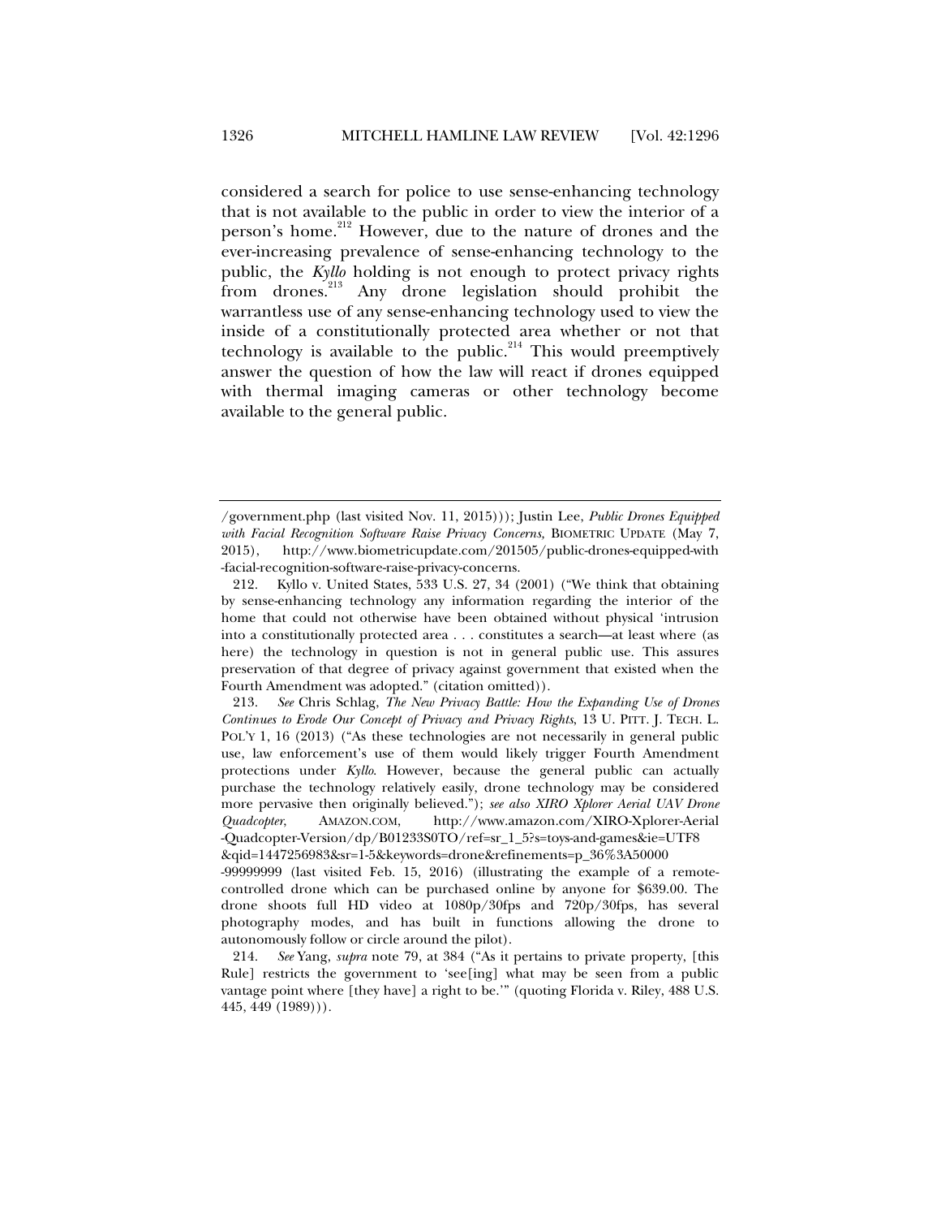considered a search for police to use sense-enhancing technology that is not available to the public in order to view the interior of a person's home.[212] However, due to the nature of drones and the ever-increasing prevalence of sense-enhancing technology to the public, the *Kyllo* holding is not enough to protect privacy rights from drones.[213] Any drone legislation should prohibit the warrantless use of any sense-enhancing technology used to view the inside of a constitutionally protected area whether or not that technology is available to the public.[214] This would preemptively answer the question of how the law will react if drones equipped with thermal imaging cameras or other technology become available to the general public.

---

/government.php (last visited Nov. 11, 2015))); Justin Lee, *Public Drones Equipped with Facial Recognition Software Raise Privacy Concerns,* BIOMETRIC UPDATE (May 7, 2015), http://www.biometricupdate.com/201505/public-drones-equipped-with-facial-recognition-software-raise-privacy-concerns.

212. Kyllo v. United States, 533 U.S. 27, 34 (2001) ("We think that obtaining by sense-enhancing technology any information regarding the interior of the home that could not otherwise have been obtained without physical 'intrusion into a constitutionally protected area . . . constitutes a search—at least where (as here) the technology in question is not in general public use. This assures preservation of that degree of privacy against government that existed when the Fourth Amendment was adopted." (citation omitted)).

213. *See* Chris Schlag, *The New Privacy Battle: How the Expanding Use of Drones Continues to Erode Our Concept of Privacy and Privacy Rights*, 13 U. PITT. J. TECH. L. POL'Y 1, 16 (2013) ("As these technologies are not necessarily in general public use, law enforcement's use of them would likely trigger Fourth Amendment protections under *Kyllo*. However, because the general public can actually purchase the technology relatively easily, drone technology may be considered more pervasive then originally believed."); *see also XIRO Xplorer Aerial UAV Drone Quadcopter*, AMAZON.COM, http://www.amazon.com/XIRO-Xplorer-Aerial-Quadcopter-Version/dp/B01233S0TO/ref=sr_1_5?s=toys-and-games&ie=UTF8&qid=1447256983&sr=1-5&keywords=drone&refinements=p_36%3A50000-99999999 (last visited Feb. 15, 2016) (illustrating the example of a remote-controlled drone which can be purchased online by anyone for $639.00. The drone shoots full HD video at 1080p/30fps and 720p/30fps, has several photography modes, and has built in functions allowing the drone to autonomously follow or circle around the pilot).

214. *See* Yang, *supra* note 79, at 384 ("As it pertains to private property, [this Rule] restricts the government to 'see[ing] what may be seen from a public vantage point where [they have] a right to be.'" (quoting Florida v. Riley, 488 U.S. 445, 449 (1989))).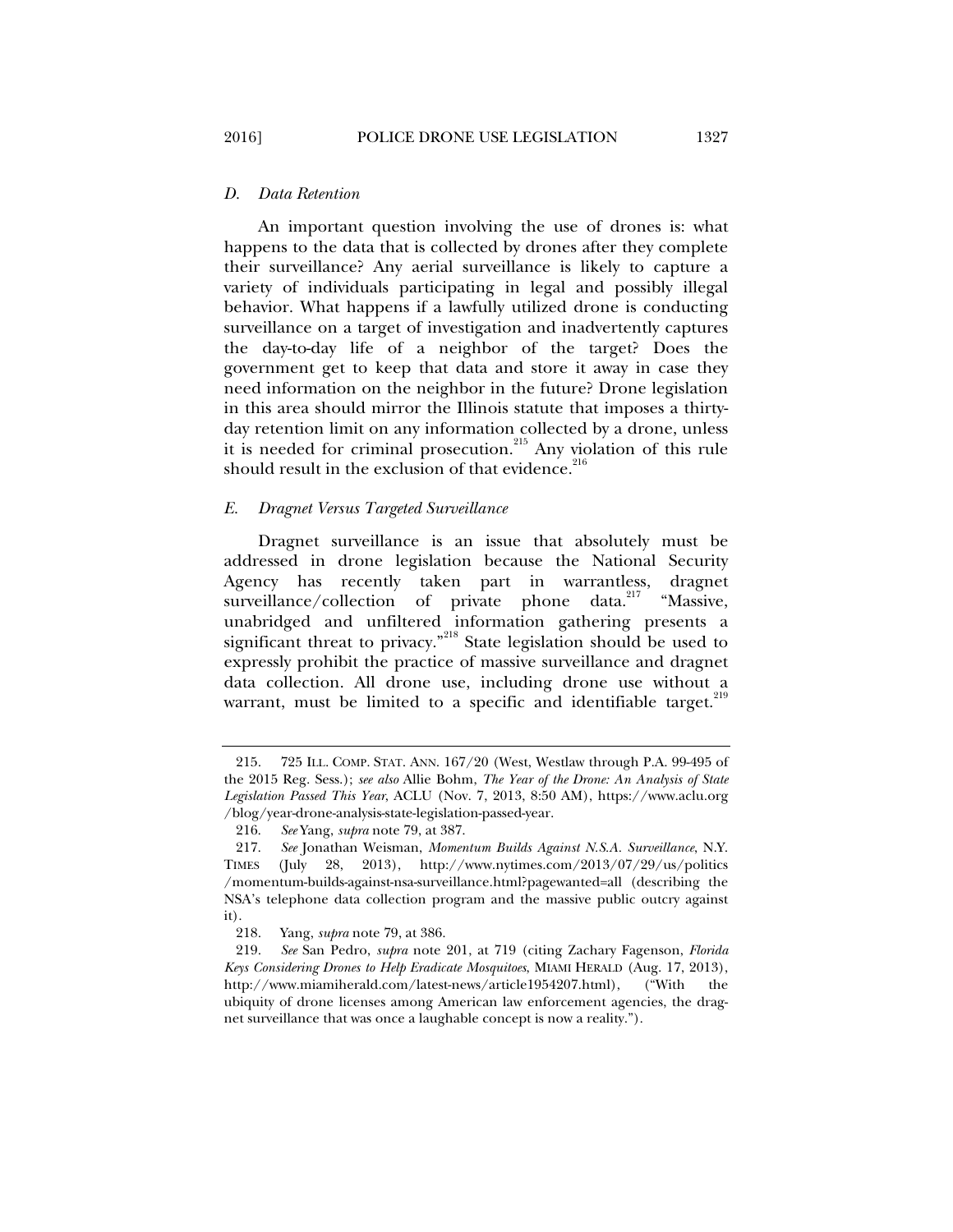### *D. Data Retention*

An important question involving the use of drones is: what happens to the data that is collected by drones after they complete their surveillance? Any aerial surveillance is likely to capture a variety of individuals participating in legal and possibly illegal behavior. What happens if a lawfully utilized drone is conducting surveillance on a target of investigation and inadvertently captures the day-to-day life of a neighbor of the target? Does the government get to keep that data and store it away in case they need information on the neighbor in the future? Drone legislation in this area should mirror the Illinois statute that imposes a thirty-day retention limit on any information collected by a drone, unless it is needed for criminal prosecution.[215] Any violation of this rule should result in the exclusion of that evidence.[216]

### *E. Dragnet Versus Targeted Surveillance*

Dragnet surveillance is an issue that absolutely must be addressed in drone legislation because the National Security Agency has recently taken part in warrantless, dragnet surveillance/collection of private phone data.[217] "Massive, unabridged and unfiltered information gathering presents a significant threat to privacy."[218] State legislation should be used to expressly prohibit the practice of massive surveillance and dragnet data collection. All drone use, including drone use without a warrant, must be limited to a specific and identifiable target.[219]

---

215. 725 ILL. COMP. STAT. ANN. 167/20 (West, Westlaw through P.A. 99-495 of the 2015 Reg. Sess.); *see also* Allie Bohm, *The Year of the Drone: An Analysis of State Legislation Passed This Year*, ACLU (Nov. 7, 2013, 8:50 AM), https://www.aclu.org/blog/year-drone-analysis-state-legislation-passed-year.

216. *See* Yang, *supra* note 79, at 387.

217. *See* Jonathan Weisman, *Momentum Builds Against N.S.A. Surveillance*, N.Y. TIMES (July 28, 2013), http://www.nytimes.com/2013/07/29/us/politics/momentum-builds-against-nsa-surveillance.html?pagewanted=all (describing the NSA's telephone data collection program and the massive public outcry against it).

218. Yang, *supra* note 79, at 386.

219. *See* San Pedro, *supra* note 201, at 719 (citing Zachary Fagenson, *Florida Keys Considering Drones to Help Eradicate Mosquitoes*, MIAMI HERALD (Aug. 17, 2013), http://www.miamiherald.com/latest-news/article1954207.html), ("With the ubiquity of drone licenses among American law enforcement agencies, the drag-net surveillance that was once a laughable concept is now a reality.").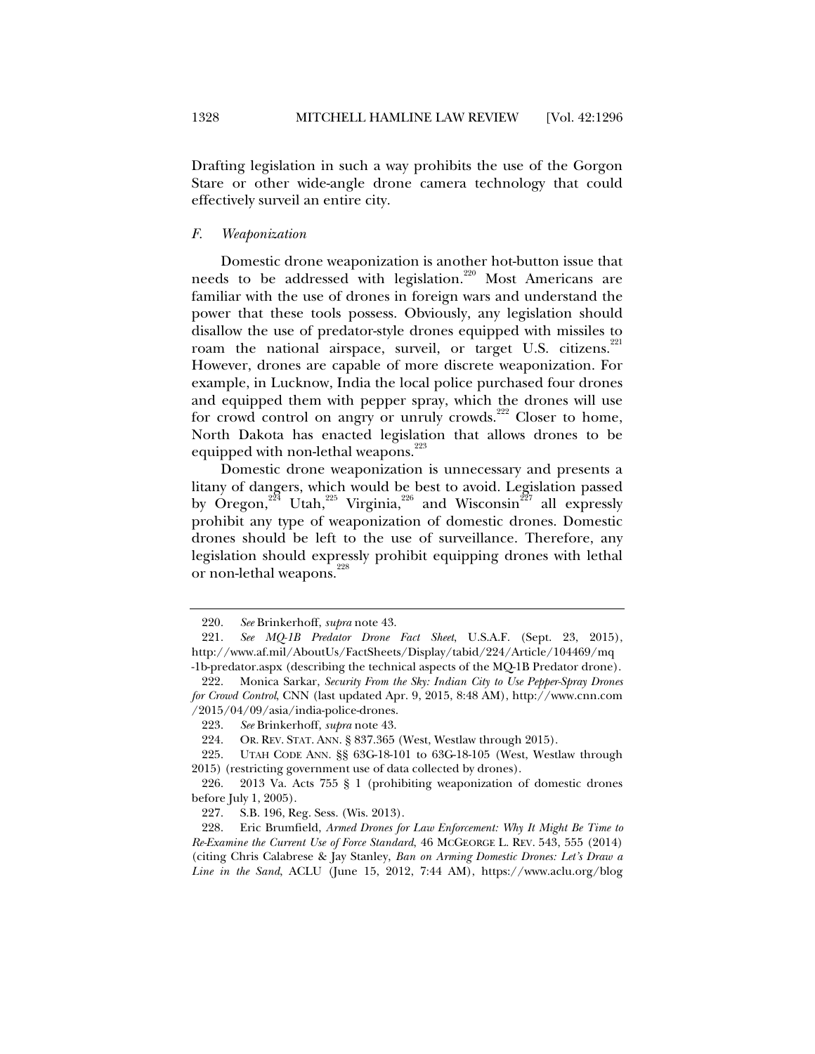Drafting legislation in such a way prohibits the use of the Gorgon Stare or other wide-angle drone camera technology that could effectively surveil an entire city.

### *F. Weaponization*

Domestic drone weaponization is another hot-button issue that needs to be addressed with legislation.[220] Most Americans are familiar with the use of drones in foreign wars and understand the power that these tools possess. Obviously, any legislation should disallow the use of predator-style drones equipped with missiles to roam the national airspace, surveil, or target U.S. citizens.[221] However, drones are capable of more discrete weaponization. For example, in Lucknow, India the local police purchased four drones and equipped them with pepper spray, which the drones will use for crowd control on angry or unruly crowds.[222] Closer to home, North Dakota has enacted legislation that allows drones to be equipped with non-lethal weapons.[223]

Domestic drone weaponization is unnecessary and presents a litany of dangers, which would be best to avoid. Legislation passed by Oregon,[224] Utah,[225] Virginia,[226] and Wisconsin[227] all expressly prohibit any type of weaponization of domestic drones. Domestic drones should be left to the use of surveillance. Therefore, any legislation should expressly prohibit equipping drones with lethal or non-lethal weapons.[228]

---

220. *See* Brinkerhoff, *supra* note 43.

221. *See MQ-1B Predator Drone Fact Sheet*, U.S.A.F. (Sept. 23, 2015), http://www.af.mil/AboutUs/FactSheets/Display/tabid/224/Article/104469/mq-1b-predator.aspx (describing the technical aspects of the MQ-1B Predator drone).

222. Monica Sarkar, *Security From the Sky: Indian City to Use Pepper-Spray Drones for Crowd Control*, CNN (last updated Apr. 9, 2015, 8:48 AM), http://www.cnn.com/2015/04/09/asia/india-police-drones.

223. *See* Brinkerhoff, *supra* note 43.

224. OR. REV. STAT. ANN. § 837.365 (West, Westlaw through 2015).

225. UTAH CODE ANN. §§ 63G-18-101 to 63G-18-105 (West, Westlaw through 2015) (restricting government use of data collected by drones).

226. 2013 Va. Acts 755 § 1 (prohibiting weaponization of domestic drones before July 1, 2005).

227. S.B. 196, Reg. Sess. (Wis. 2013).

228. Eric Brumfield, *Armed Drones for Law Enforcement: Why It Might Be Time to Re-Examine the Current Use of Force Standard*, 46 MCGEORGE L. REV. 543, 555 (2014) (citing Chris Calabrese & Jay Stanley, *Ban on Arming Domestic Drones: Let's Draw a Line in the Sand*, ACLU (June 15, 2012, 7:44 AM), https://www.aclu.org/blog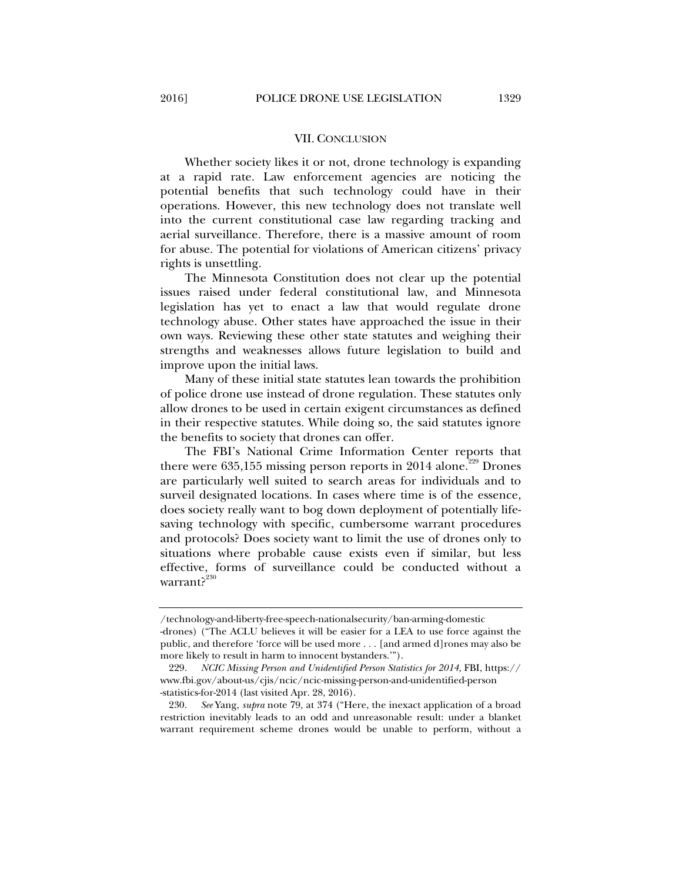## VII. CONCLUSION

Whether society likes it or not, drone technology is expanding at a rapid rate. Law enforcement agencies are noticing the potential benefits that such technology could have in their operations. However, this new technology does not translate well into the current constitutional case law regarding tracking and aerial surveillance. Therefore, there is a massive amount of room for abuse. The potential for violations of American citizens' privacy rights is unsettling.

The Minnesota Constitution does not clear up the potential issues raised under federal constitutional law, and Minnesota legislation has yet to enact a law that would regulate drone technology abuse. Other states have approached the issue in their own ways. Reviewing these other state statutes and weighing their strengths and weaknesses allows future legislation to build and improve upon the initial laws.

Many of these initial state statutes lean towards the prohibition of police drone use instead of drone regulation. These statutes only allow drones to be used in certain exigent circumstances as defined in their respective statutes. While doing so, the said statutes ignore the benefits to society that drones can offer.

The FBI's National Crime Information Center reports that there were 635,155 missing person reports in 2014 alone.[229] Drones are particularly well suited to search areas for individuals and to surveil designated locations. In cases where time is of the essence, does society really want to bog down deployment of potentially life-saving technology with specific, cumbersome warrant procedures and protocols? Does society want to limit the use of drones only to situations where probable cause exists even if similar, but less effective, forms of surveillance could be conducted without a warrant?[230]

---

/technology-and-liberty-free-speech-nationalsecurity/ban-arming-domestic-drones) ("The ACLU believes it will be easier for a LEA to use force against the public, and therefore 'force will be used more . . . [and armed d]rones may also be more likely to result in harm to innocent bystanders.'").

229. *NCIC Missing Person and Unidentified Person Statistics for 2014*, FBI, https://www.fbi.gov/about-us/cjis/ncic/ncic-missing-person-and-unidentified-person-statistics-for-2014 (last visited Apr. 28, 2016).

230. *See* Yang, *supra* note 79, at 374 ("Here, the inexact application of a broad restriction inevitably leads to an odd and unreasonable result: under a blanket warrant requirement scheme drones would be unable to perform, without a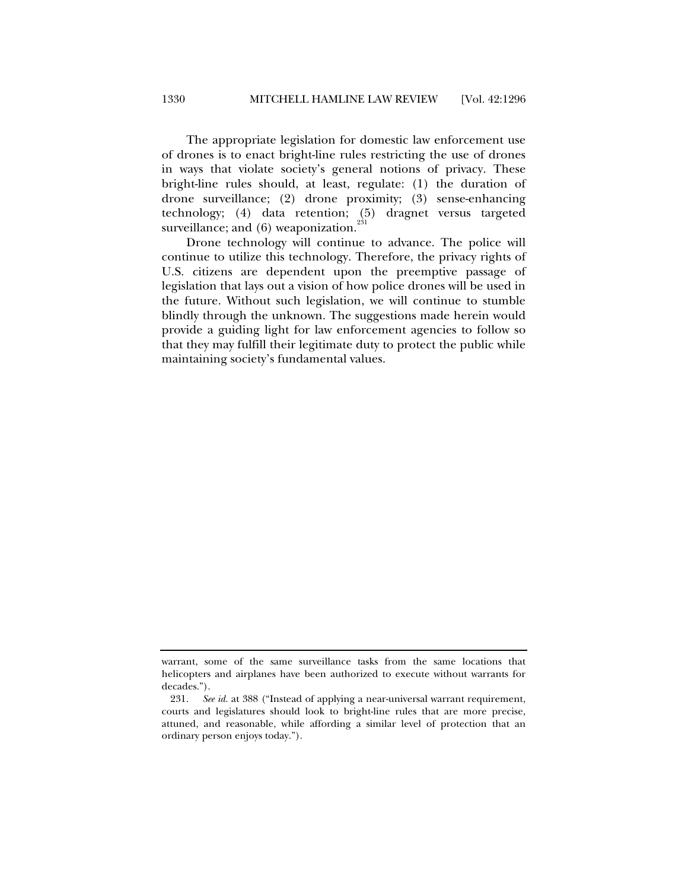The appropriate legislation for domestic law enforcement use of drones is to enact bright-line rules restricting the use of drones in ways that violate society's general notions of privacy. These bright-line rules should, at least, regulate: (1) the duration of drone surveillance; (2) drone proximity; (3) sense-enhancing technology; (4) data retention; (5) dragnet versus targeted surveillance; and (6) weaponization.[231]

Drone technology will continue to advance. The police will continue to utilize this technology. Therefore, the privacy rights of U.S. citizens are dependent upon the preemptive passage of legislation that lays out a vision of how police drones will be used in the future. Without such legislation, we will continue to stumble blindly through the unknown. The suggestions made herein would provide a guiding light for law enforcement agencies to follow so that they may fulfill their legitimate duty to protect the public while maintaining society's fundamental values.

---

warrant, some of the same surveillance tasks from the same locations that helicopters and airplanes have been authorized to execute without warrants for decades.").

231. *See id.* at 388 ("Instead of applying a near-universal warrant requirement, courts and legislatures should look to bright-line rules that are more precise, attuned, and reasonable, while affording a similar level of protection that an ordinary person enjoys today.").